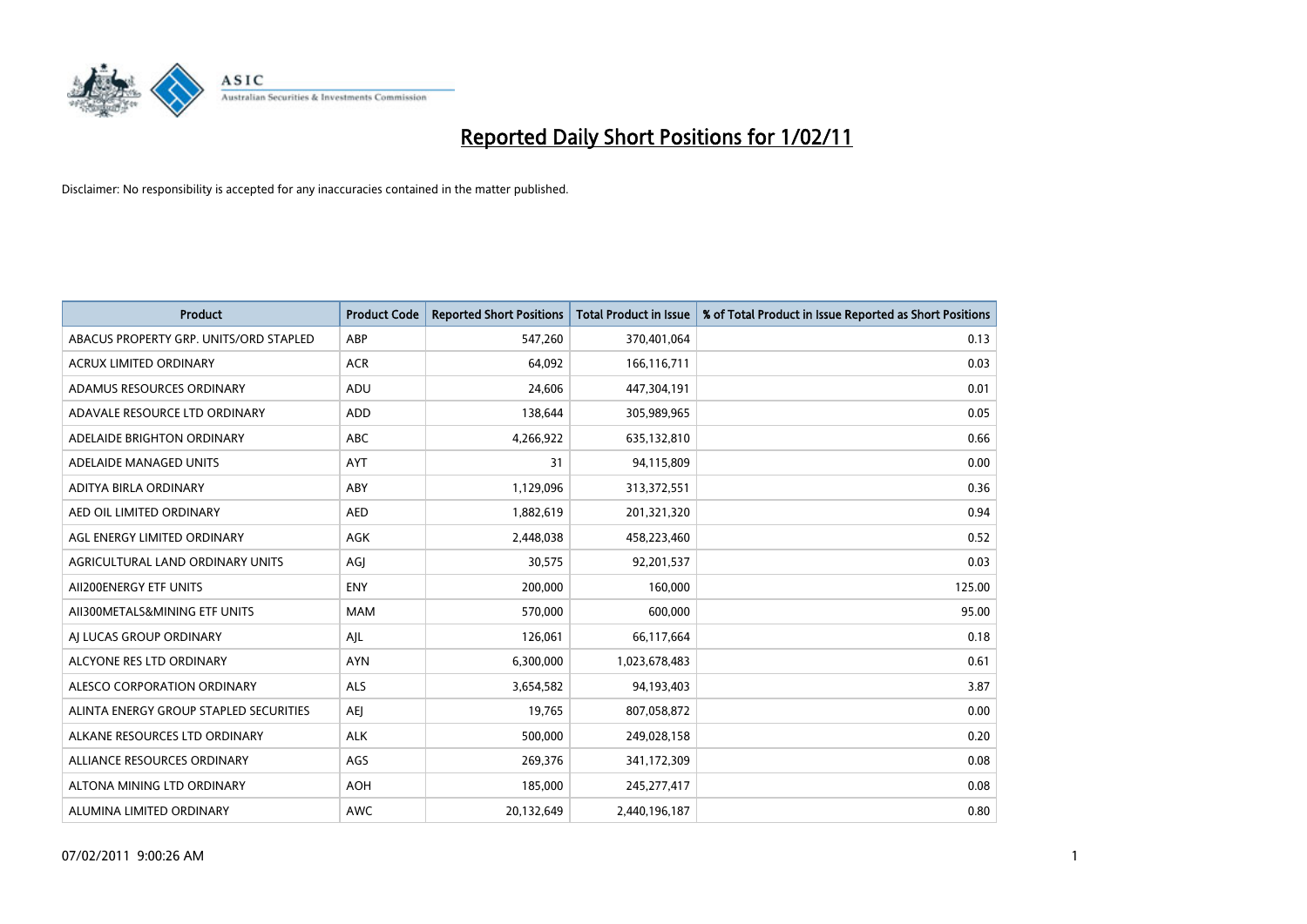# Reported Daily Short Positions for 1/02/11

Disclaimer: No responsibility is accepted for any inaccuracies contained in the matter published.

| Product | Product Code | Reported Short Positions | Total Product in Issue | % of Total Product in Issue Reported as Short Positions |
|---|---|---|---|---|
| ABACUS PROPERTY GRP. UNITS/ORD STAPLED | ABP | 547,260 | 370,401,064 | 0.13 |
| ACRUX LIMITED ORDINARY | ACR | 64,092 | 166,116,711 | 0.03 |
| ADAMUS RESOURCES ORDINARY | ADU | 24,606 | 447,304,191 | 0.01 |
| ADAVALE RESOURCE LTD ORDINARY | ADD | 138,644 | 305,989,965 | 0.05 |
| ADELAIDE BRIGHTON ORDINARY | ABC | 4,266,922 | 635,132,810 | 0.66 |
| ADELAIDE MANAGED UNITS | AYT | 31 | 94,115,809 | 0.00 |
| ADITYA BIRLA ORDINARY | ABY | 1,129,096 | 313,372,551 | 0.36 |
| AED OIL LIMITED ORDINARY | AED | 1,882,619 | 201,321,320 | 0.94 |
| AGL ENERGY LIMITED ORDINARY | AGK | 2,448,038 | 458,223,460 | 0.52 |
| AGRICULTURAL LAND ORDINARY UNITS | AGJ | 30,575 | 92,201,537 | 0.03 |
| AII200ENERGY ETF UNITS | ENY | 200,000 | 160,000 | 125.00 |
| AII300METALS&MINING ETF UNITS | MAM | 570,000 | 600,000 | 95.00 |
| AJ LUCAS GROUP ORDINARY | AJL | 126,061 | 66,117,664 | 0.18 |
| ALCYONE RES LTD ORDINARY | AYN | 6,300,000 | 1,023,678,483 | 0.61 |
| ALESCO CORPORATION ORDINARY | ALS | 3,654,582 | 94,193,403 | 3.87 |
| ALINTA ENERGY GROUP STAPLED SECURITIES | AEJ | 19,765 | 807,058,872 | 0.00 |
| ALKANE RESOURCES LTD ORDINARY | ALK | 500,000 | 249,028,158 | 0.20 |
| ALLIANCE RESOURCES ORDINARY | AGS | 269,376 | 341,172,309 | 0.08 |
| ALTONA MINING LTD ORDINARY | AOH | 185,000 | 245,277,417 | 0.08 |
| ALUMINA LIMITED ORDINARY | AWC | 20,132,649 | 2,440,196,187 | 0.80 |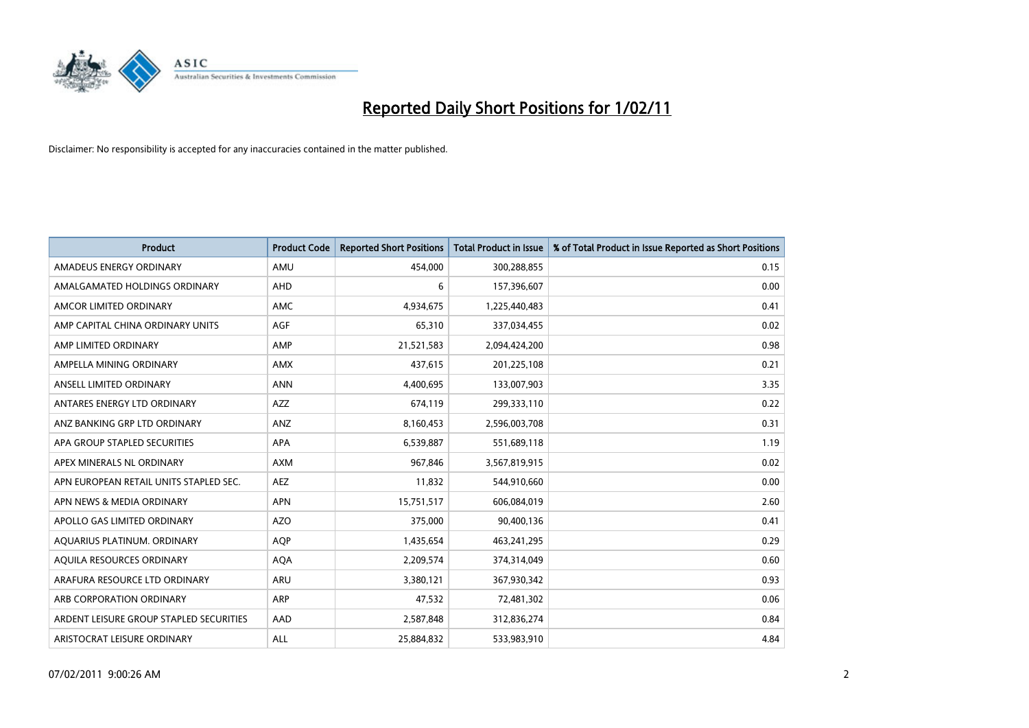# Reported Daily Short Positions for 1/02/11

Disclaimer: No responsibility is accepted for any inaccuracies contained in the matter published.

| Product | Product Code | Reported Short Positions | Total Product in Issue | % of Total Product in Issue Reported as Short Positions |
|---|---|---|---|---|
| AMADEUS ENERGY ORDINARY | AMU | 454,000 | 300,288,855 | 0.15 |
| AMALGAMATED HOLDINGS ORDINARY | AHD | 6 | 157,396,607 | 0.00 |
| AMCOR LIMITED ORDINARY | AMC | 4,934,675 | 1,225,440,483 | 0.41 |
| AMP CAPITAL CHINA ORDINARY UNITS | AGF | 65,310 | 337,034,455 | 0.02 |
| AMP LIMITED ORDINARY | AMP | 21,521,583 | 2,094,424,200 | 0.98 |
| AMPELLA MINING ORDINARY | AMX | 437,615 | 201,225,108 | 0.21 |
| ANSELL LIMITED ORDINARY | ANN | 4,400,695 | 133,007,903 | 3.35 |
| ANTARES ENERGY LTD ORDINARY | AZZ | 674,119 | 299,333,110 | 0.22 |
| ANZ BANKING GRP LTD ORDINARY | ANZ | 8,160,453 | 2,596,003,708 | 0.31 |
| APA GROUP STAPLED SECURITIES | APA | 6,539,887 | 551,689,118 | 1.19 |
| APEX MINERALS NL ORDINARY | AXM | 967,846 | 3,567,819,915 | 0.02 |
| APN EUROPEAN RETAIL UNITS STAPLED SEC. | AEZ | 11,832 | 544,910,660 | 0.00 |
| APN NEWS & MEDIA ORDINARY | APN | 15,751,517 | 606,084,019 | 2.60 |
| APOLLO GAS LIMITED ORDINARY | AZO | 375,000 | 90,400,136 | 0.41 |
| AQUARIUS PLATINUM. ORDINARY | AQP | 1,435,654 | 463,241,295 | 0.29 |
| AQUILA RESOURCES ORDINARY | AQA | 2,209,574 | 374,314,049 | 0.60 |
| ARAFURA RESOURCE LTD ORDINARY | ARU | 3,380,121 | 367,930,342 | 0.93 |
| ARB CORPORATION ORDINARY | ARP | 47,532 | 72,481,302 | 0.06 |
| ARDENT LEISURE GROUP STAPLED SECURITIES | AAD | 2,587,848 | 312,836,274 | 0.84 |
| ARISTOCRAT LEISURE ORDINARY | ALL | 25,884,832 | 533,983,910 | 4.84 |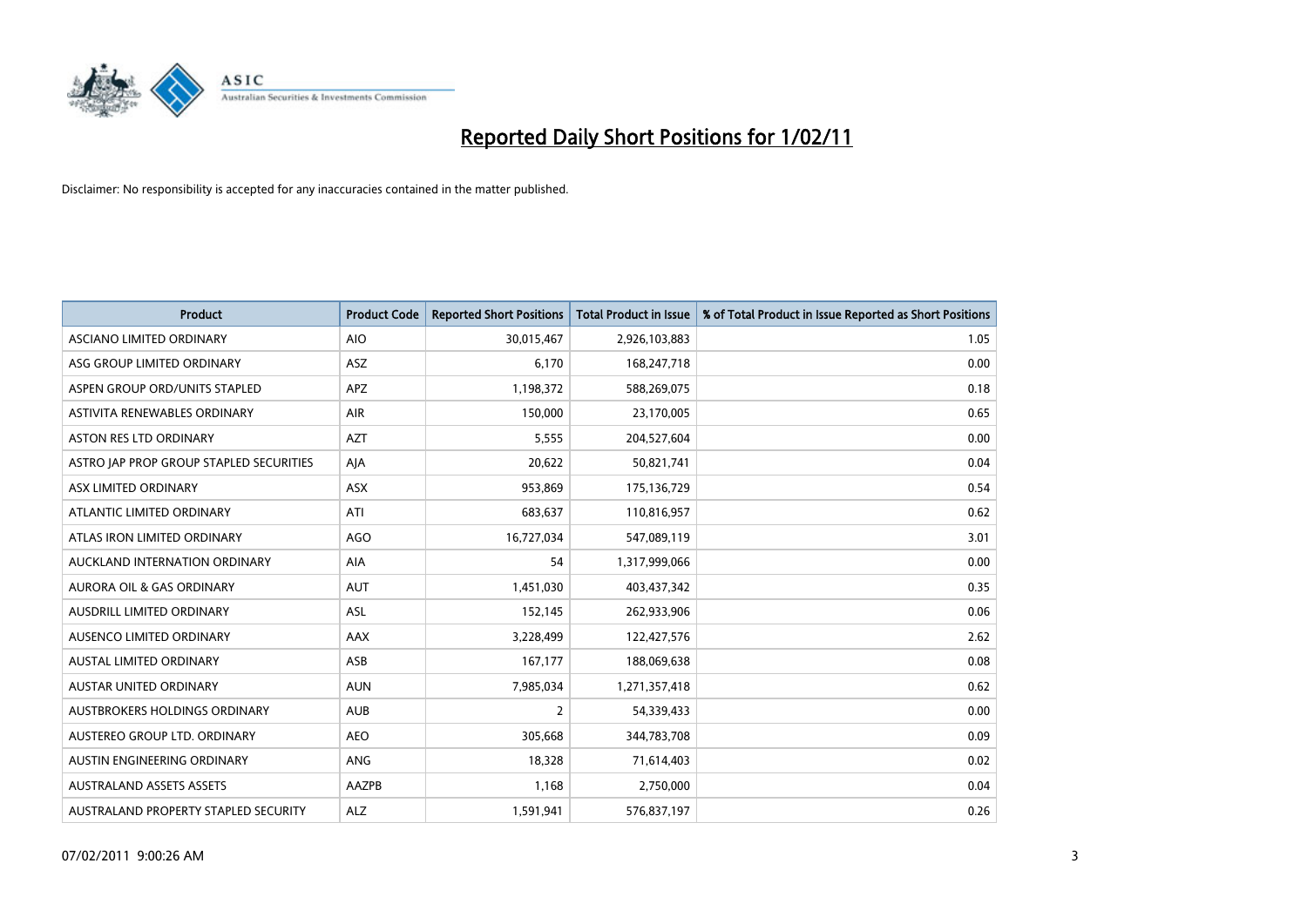# Reported Daily Short Positions for 1/02/11

Disclaimer: No responsibility is accepted for any inaccuracies contained in the matter published.

| Product | Product Code | Reported Short Positions | Total Product in Issue | % of Total Product in Issue Reported as Short Positions |
|---|---|---|---|---|
| ASCIANO LIMITED ORDINARY | AIO | 30,015,467 | 2,926,103,883 | 1.05 |
| ASG GROUP LIMITED ORDINARY | ASZ | 6,170 | 168,247,718 | 0.00 |
| ASPEN GROUP ORD/UNITS STAPLED | APZ | 1,198,372 | 588,269,075 | 0.18 |
| ASTIVITA RENEWABLES ORDINARY | AIR | 150,000 | 23,170,005 | 0.65 |
| ASTON RES LTD ORDINARY | AZT | 5,555 | 204,527,604 | 0.00 |
| ASTRO JAP PROP GROUP STAPLED SECURITIES | AJA | 20,622 | 50,821,741 | 0.04 |
| ASX LIMITED ORDINARY | ASX | 953,869 | 175,136,729 | 0.54 |
| ATLANTIC LIMITED ORDINARY | ATI | 683,637 | 110,816,957 | 0.62 |
| ATLAS IRON LIMITED ORDINARY | AGO | 16,727,034 | 547,089,119 | 3.01 |
| AUCKLAND INTERNATION ORDINARY | AIA | 54 | 1,317,999,066 | 0.00 |
| AURORA OIL & GAS ORDINARY | AUT | 1,451,030 | 403,437,342 | 0.35 |
| AUSDRILL LIMITED ORDINARY | ASL | 152,145 | 262,933,906 | 0.06 |
| AUSENCO LIMITED ORDINARY | AAX | 3,228,499 | 122,427,576 | 2.62 |
| AUSTAL LIMITED ORDINARY | ASB | 167,177 | 188,069,638 | 0.08 |
| AUSTAR UNITED ORDINARY | AUN | 7,985,034 | 1,271,357,418 | 0.62 |
| AUSTBROKERS HOLDINGS ORDINARY | AUB | 2 | 54,339,433 | 0.00 |
| AUSTEREO GROUP LTD. ORDINARY | AEO | 305,668 | 344,783,708 | 0.09 |
| AUSTIN ENGINEERING ORDINARY | ANG | 18,328 | 71,614,403 | 0.02 |
| AUSTRALAND ASSETS ASSETS | AAZPB | 1,168 | 2,750,000 | 0.04 |
| AUSTRALAND PROPERTY STAPLED SECURITY | ALZ | 1,591,941 | 576,837,197 | 0.26 |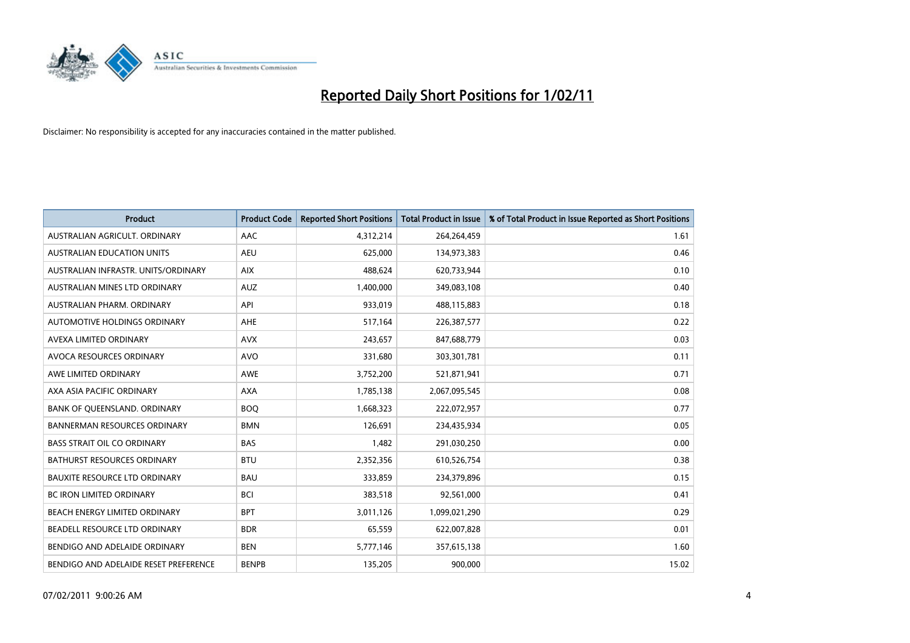# Reported Daily Short Positions for 1/02/11

Disclaimer: No responsibility is accepted for any inaccuracies contained in the matter published.

| Product | Product Code | Reported Short Positions | Total Product in Issue | % of Total Product in Issue Reported as Short Positions |
|---|---|---|---|---|
| AUSTRALIAN AGRICULT. ORDINARY | AAC | 4,312,214 | 264,264,459 | 1.61 |
| AUSTRALIAN EDUCATION UNITS | AEU | 625,000 | 134,973,383 | 0.46 |
| AUSTRALIAN INFRASTR. UNITS/ORDINARY | AIX | 488,624 | 620,733,944 | 0.10 |
| AUSTRALIAN MINES LTD ORDINARY | AUZ | 1,400,000 | 349,083,108 | 0.40 |
| AUSTRALIAN PHARM. ORDINARY | API | 933,019 | 488,115,883 | 0.18 |
| AUTOMOTIVE HOLDINGS ORDINARY | AHE | 517,164 | 226,387,577 | 0.22 |
| AVEXA LIMITED ORDINARY | AVX | 243,657 | 847,688,779 | 0.03 |
| AVOCA RESOURCES ORDINARY | AVO | 331,680 | 303,301,781 | 0.11 |
| AWE LIMITED ORDINARY | AWE | 3,752,200 | 521,871,941 | 0.71 |
| AXA ASIA PACIFIC ORDINARY | AXA | 1,785,138 | 2,067,095,545 | 0.08 |
| BANK OF QUEENSLAND. ORDINARY | BOQ | 1,668,323 | 222,072,957 | 0.77 |
| BANNERMAN RESOURCES ORDINARY | BMN | 126,691 | 234,435,934 | 0.05 |
| BASS STRAIT OIL CO ORDINARY | BAS | 1,482 | 291,030,250 | 0.00 |
| BATHURST RESOURCES ORDINARY | BTU | 2,352,356 | 610,526,754 | 0.38 |
| BAUXITE RESOURCE LTD ORDINARY | BAU | 333,859 | 234,379,896 | 0.15 |
| BC IRON LIMITED ORDINARY | BCI | 383,518 | 92,561,000 | 0.41 |
| BEACH ENERGY LIMITED ORDINARY | BPT | 3,011,126 | 1,099,021,290 | 0.29 |
| BEADELL RESOURCE LTD ORDINARY | BDR | 65,559 | 622,007,828 | 0.01 |
| BENDIGO AND ADELAIDE ORDINARY | BEN | 5,777,146 | 357,615,138 | 1.60 |
| BENDIGO AND ADELAIDE RESET PREFERENCE | BENPB | 135,205 | 900,000 | 15.02 |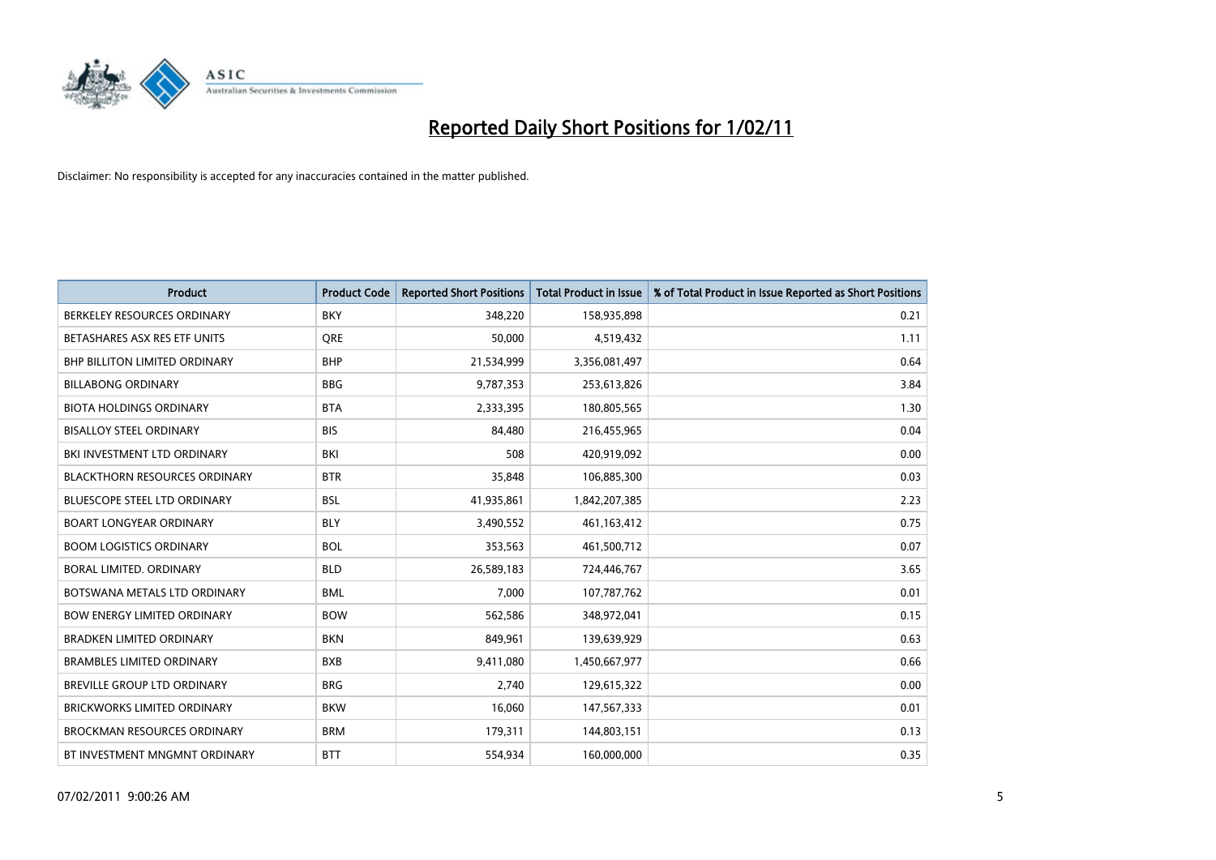# Reported Daily Short Positions for 1/02/11

Disclaimer: No responsibility is accepted for any inaccuracies contained in the matter published.

| Product | Product Code | Reported Short Positions | Total Product in Issue | % of Total Product in Issue Reported as Short Positions |
|---|---|---|---|---|
| BERKELEY RESOURCES ORDINARY | BKY | 348,220 | 158,935,898 | 0.21 |
| BETASHARES ASX RES ETF UNITS | QRE | 50,000 | 4,519,432 | 1.11 |
| BHP BILLITON LIMITED ORDINARY | BHP | 21,534,999 | 3,356,081,497 | 0.64 |
| BILLABONG ORDINARY | BBG | 9,787,353 | 253,613,826 | 3.84 |
| BIOTA HOLDINGS ORDINARY | BTA | 2,333,395 | 180,805,565 | 1.30 |
| BISALLOY STEEL ORDINARY | BIS | 84,480 | 216,455,965 | 0.04 |
| BKI INVESTMENT LTD ORDINARY | BKI | 508 | 420,919,092 | 0.00 |
| BLACKTHORN RESOURCES ORDINARY | BTR | 35,848 | 106,885,300 | 0.03 |
| BLUESCOPE STEEL LTD ORDINARY | BSL | 41,935,861 | 1,842,207,385 | 2.23 |
| BOART LONGYEAR ORDINARY | BLY | 3,490,552 | 461,163,412 | 0.75 |
| BOOM LOGISTICS ORDINARY | BOL | 353,563 | 461,500,712 | 0.07 |
| BORAL LIMITED. ORDINARY | BLD | 26,589,183 | 724,446,767 | 3.65 |
| BOTSWANA METALS LTD ORDINARY | BML | 7,000 | 107,787,762 | 0.01 |
| BOW ENERGY LIMITED ORDINARY | BOW | 562,586 | 348,972,041 | 0.15 |
| BRADKEN LIMITED ORDINARY | BKN | 849,961 | 139,639,929 | 0.63 |
| BRAMBLES LIMITED ORDINARY | BXB | 9,411,080 | 1,450,667,977 | 0.66 |
| BREVILLE GROUP LTD ORDINARY | BRG | 2,740 | 129,615,322 | 0.00 |
| BRICKWORKS LIMITED ORDINARY | BKW | 16,060 | 147,567,333 | 0.01 |
| BROCKMAN RESOURCES ORDINARY | BRM | 179,311 | 144,803,151 | 0.13 |
| BT INVESTMENT MNGMNT ORDINARY | BTT | 554,934 | 160,000,000 | 0.35 |

07/02/2011 9:00:26 AM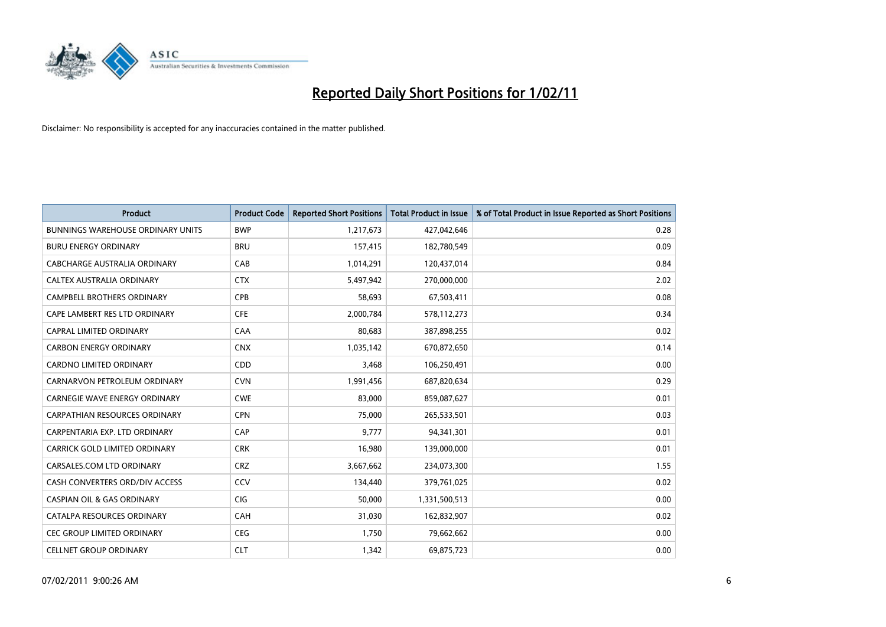# Reported Daily Short Positions for 1/02/11

Disclaimer: No responsibility is accepted for any inaccuracies contained in the matter published.

| Product | Product Code | Reported Short Positions | Total Product in Issue | % of Total Product in Issue Reported as Short Positions |
|---|---|---|---|---|
| BUNNINGS WAREHOUSE ORDINARY UNITS | BWP | 1,217,673 | 427,042,646 | 0.28 |
| BURU ENERGY ORDINARY | BRU | 157,415 | 182,780,549 | 0.09 |
| CABCHARGE AUSTRALIA ORDINARY | CAB | 1,014,291 | 120,437,014 | 0.84 |
| CALTEX AUSTRALIA ORDINARY | CTX | 5,497,942 | 270,000,000 | 2.02 |
| CAMPBELL BROTHERS ORDINARY | CPB | 58,693 | 67,503,411 | 0.08 |
| CAPE LAMBERT RES LTD ORDINARY | CFE | 2,000,784 | 578,112,273 | 0.34 |
| CAPRAL LIMITED ORDINARY | CAA | 80,683 | 387,898,255 | 0.02 |
| CARBON ENERGY ORDINARY | CNX | 1,035,142 | 670,872,650 | 0.14 |
| CARDNO LIMITED ORDINARY | CDD | 3,468 | 106,250,491 | 0.00 |
| CARNARVON PETROLEUM ORDINARY | CVN | 1,991,456 | 687,820,634 | 0.29 |
| CARNEGIE WAVE ENERGY ORDINARY | CWE | 83,000 | 859,087,627 | 0.01 |
| CARPATHIAN RESOURCES ORDINARY | CPN | 75,000 | 265,533,501 | 0.03 |
| CARPENTARIA EXP. LTD ORDINARY | CAP | 9,777 | 94,341,301 | 0.01 |
| CARRICK GOLD LIMITED ORDINARY | CRK | 16,980 | 139,000,000 | 0.01 |
| CARSALES.COM LTD ORDINARY | CRZ | 3,667,662 | 234,073,300 | 1.55 |
| CASH CONVERTERS ORD/DIV ACCESS | CCV | 134,440 | 379,761,025 | 0.02 |
| CASPIAN OIL & GAS ORDINARY | CIG | 50,000 | 1,331,500,513 | 0.00 |
| CATALPA RESOURCES ORDINARY | CAH | 31,030 | 162,832,907 | 0.02 |
| CEC GROUP LIMITED ORDINARY | CEG | 1,750 | 79,662,662 | 0.00 |
| CELLNET GROUP ORDINARY | CLT | 1,342 | 69,875,723 | 0.00 |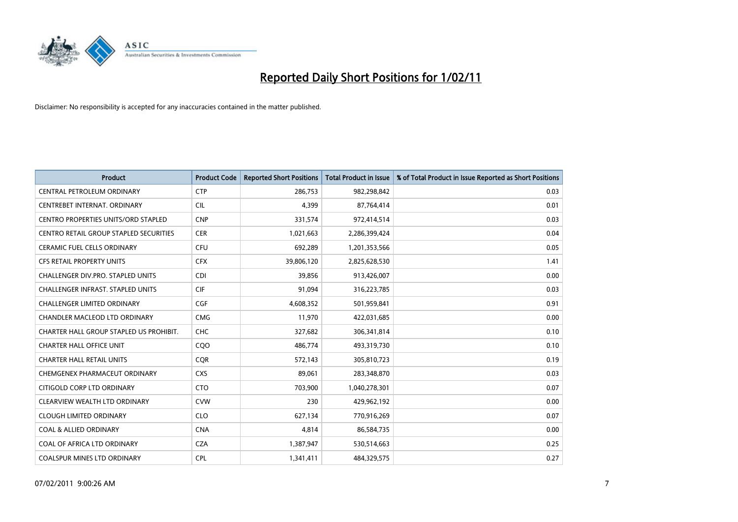# Reported Daily Short Positions for 1/02/11

Disclaimer: No responsibility is accepted for any inaccuracies contained in the matter published.

| Product | Product Code | Reported Short Positions | Total Product in Issue | % of Total Product in Issue Reported as Short Positions |
|---|---|---|---|---|
| CENTRAL PETROLEUM ORDINARY | CTP | 286,753 | 982,298,842 | 0.03 |
| CENTREBET INTERNAT. ORDINARY | CIL | 4,399 | 87,764,414 | 0.01 |
| CENTRO PROPERTIES UNITS/ORD STAPLED | CNP | 331,574 | 972,414,514 | 0.03 |
| CENTRO RETAIL GROUP STAPLED SECURITIES | CER | 1,021,663 | 2,286,399,424 | 0.04 |
| CERAMIC FUEL CELLS ORDINARY | CFU | 692,289 | 1,201,353,566 | 0.05 |
| CFS RETAIL PROPERTY UNITS | CFX | 39,806,120 | 2,825,628,530 | 1.41 |
| CHALLENGER DIV.PRO. STAPLED UNITS | CDI | 39,856 | 913,426,007 | 0.00 |
| CHALLENGER INFRAST. STAPLED UNITS | CIF | 91,094 | 316,223,785 | 0.03 |
| CHALLENGER LIMITED ORDINARY | CGF | 4,608,352 | 501,959,841 | 0.91 |
| CHANDLER MACLEOD LTD ORDINARY | CMG | 11,970 | 422,031,685 | 0.00 |
| CHARTER HALL GROUP STAPLED US PROHIBIT. | CHC | 327,682 | 306,341,814 | 0.10 |
| CHARTER HALL OFFICE UNIT | CQO | 486,774 | 493,319,730 | 0.10 |
| CHARTER HALL RETAIL UNITS | CQR | 572,143 | 305,810,723 | 0.19 |
| CHEMGENEX PHARMACEUT ORDINARY | CXS | 89,061 | 283,348,870 | 0.03 |
| CITIGOLD CORP LTD ORDINARY | CTO | 703,900 | 1,040,278,301 | 0.07 |
| CLEARVIEW WEALTH LTD ORDINARY | CVW | 230 | 429,962,192 | 0.00 |
| CLOUGH LIMITED ORDINARY | CLO | 627,134 | 770,916,269 | 0.07 |
| COAL & ALLIED ORDINARY | CNA | 4,814 | 86,584,735 | 0.00 |
| COAL OF AFRICA LTD ORDINARY | CZA | 1,387,947 | 530,514,663 | 0.25 |
| COALSPUR MINES LTD ORDINARY | CPL | 1,341,411 | 484,329,575 | 0.27 |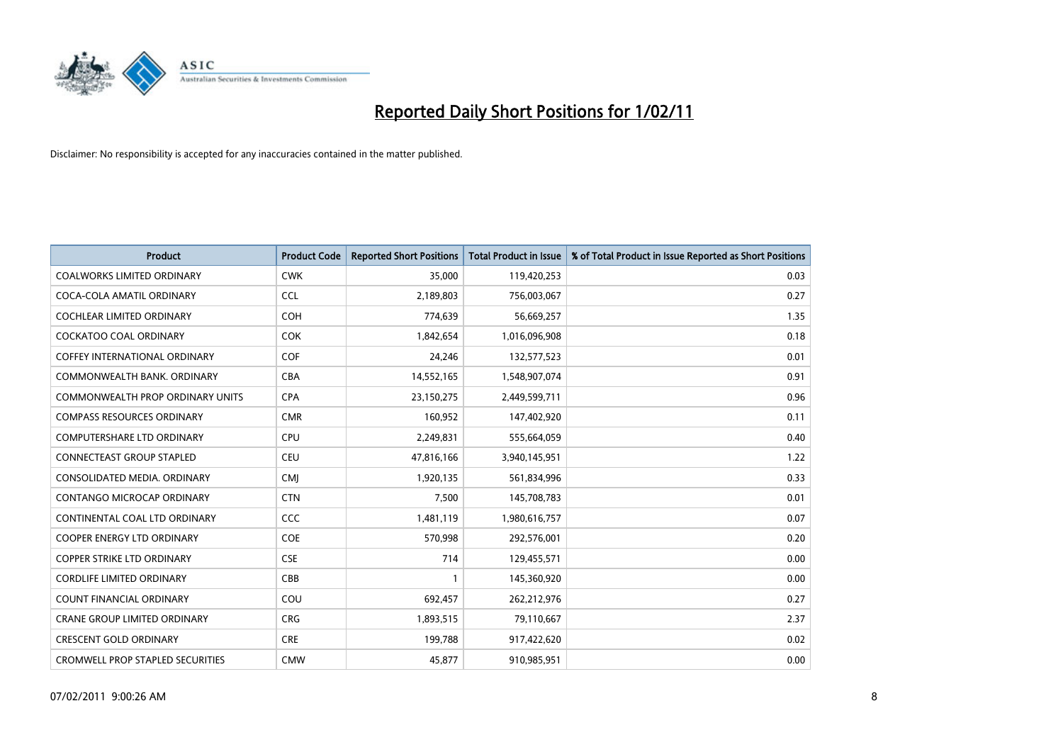# Reported Daily Short Positions for 1/02/11

Disclaimer: No responsibility is accepted for any inaccuracies contained in the matter published.

| Product | Product Code | Reported Short Positions | Total Product in Issue | % of Total Product in Issue Reported as Short Positions |
|---|---|---|---|---|
| COALWORKS LIMITED ORDINARY | CWK | 35,000 | 119,420,253 | 0.03 |
| COCA-COLA AMATIL ORDINARY | CCL | 2,189,803 | 756,003,067 | 0.27 |
| COCHLEAR LIMITED ORDINARY | COH | 774,639 | 56,669,257 | 1.35 |
| COCKATOO COAL ORDINARY | COK | 1,842,654 | 1,016,096,908 | 0.18 |
| COFFEY INTERNATIONAL ORDINARY | COF | 24,246 | 132,577,523 | 0.01 |
| COMMONWEALTH BANK. ORDINARY | CBA | 14,552,165 | 1,548,907,074 | 0.91 |
| COMMONWEALTH PROP ORDINARY UNITS | CPA | 23,150,275 | 2,449,599,711 | 0.96 |
| COMPASS RESOURCES ORDINARY | CMR | 160,952 | 147,402,920 | 0.11 |
| COMPUTERSHARE LTD ORDINARY | CPU | 2,249,831 | 555,664,059 | 0.40 |
| CONNECTEAST GROUP STAPLED | CEU | 47,816,166 | 3,940,145,951 | 1.22 |
| CONSOLIDATED MEDIA. ORDINARY | CMJ | 1,920,135 | 561,834,996 | 0.33 |
| CONTANGO MICROCAP ORDINARY | CTN | 7,500 | 145,708,783 | 0.01 |
| CONTINENTAL COAL LTD ORDINARY | CCC | 1,481,119 | 1,980,616,757 | 0.07 |
| COOPER ENERGY LTD ORDINARY | COE | 570,998 | 292,576,001 | 0.20 |
| COPPER STRIKE LTD ORDINARY | CSE | 714 | 129,455,571 | 0.00 |
| CORDLIFE LIMITED ORDINARY | CBB | 1 | 145,360,920 | 0.00 |
| COUNT FINANCIAL ORDINARY | COU | 692,457 | 262,212,976 | 0.27 |
| CRANE GROUP LIMITED ORDINARY | CRG | 1,893,515 | 79,110,667 | 2.37 |
| CRESCENT GOLD ORDINARY | CRE | 199,788 | 917,422,620 | 0.02 |
| CROMWELL PROP STAPLED SECURITIES | CMW | 45,877 | 910,985,951 | 0.00 |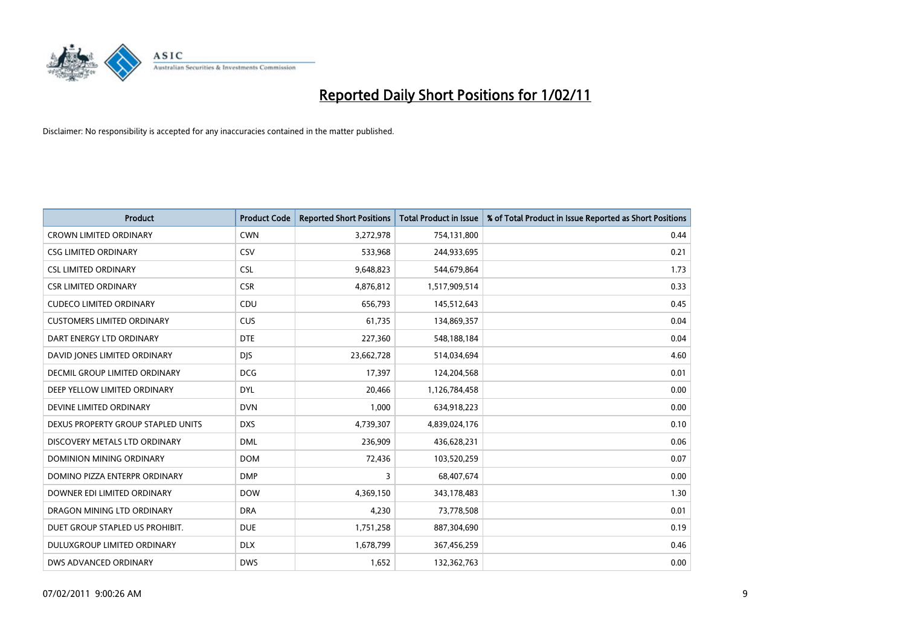# Reported Daily Short Positions for 1/02/11

Disclaimer: No responsibility is accepted for any inaccuracies contained in the matter published.

| Product | Product Code | Reported Short Positions | Total Product in Issue | % of Total Product in Issue Reported as Short Positions |
|---|---|---|---|---|
| CROWN LIMITED ORDINARY | CWN | 3,272,978 | 754,131,800 | 0.44 |
| CSG LIMITED ORDINARY | CSV | 533,968 | 244,933,695 | 0.21 |
| CSL LIMITED ORDINARY | CSL | 9,648,823 | 544,679,864 | 1.73 |
| CSR LIMITED ORDINARY | CSR | 4,876,812 | 1,517,909,514 | 0.33 |
| CUDECO LIMITED ORDINARY | CDU | 656,793 | 145,512,643 | 0.45 |
| CUSTOMERS LIMITED ORDINARY | CUS | 61,735 | 134,869,357 | 0.04 |
| DART ENERGY LTD ORDINARY | DTE | 227,360 | 548,188,184 | 0.04 |
| DAVID JONES LIMITED ORDINARY | DJS | 23,662,728 | 514,034,694 | 4.60 |
| DECMIL GROUP LIMITED ORDINARY | DCG | 17,397 | 124,204,568 | 0.01 |
| DEEP YELLOW LIMITED ORDINARY | DYL | 20,466 | 1,126,784,458 | 0.00 |
| DEVINE LIMITED ORDINARY | DVN | 1,000 | 634,918,223 | 0.00 |
| DEXUS PROPERTY GROUP STAPLED UNITS | DXS | 4,739,307 | 4,839,024,176 | 0.10 |
| DISCOVERY METALS LTD ORDINARY | DML | 236,909 | 436,628,231 | 0.06 |
| DOMINION MINING ORDINARY | DOM | 72,436 | 103,520,259 | 0.07 |
| DOMINO PIZZA ENTERPR ORDINARY | DMP | 3 | 68,407,674 | 0.00 |
| DOWNER EDI LIMITED ORDINARY | DOW | 4,369,150 | 343,178,483 | 1.30 |
| DRAGON MINING LTD ORDINARY | DRA | 4,230 | 73,778,508 | 0.01 |
| DUET GROUP STAPLED US PROHIBIT. | DUE | 1,751,258 | 887,304,690 | 0.19 |
| DULUXGROUP LIMITED ORDINARY | DLX | 1,678,799 | 367,456,259 | 0.46 |
| DWS ADVANCED ORDINARY | DWS | 1,652 | 132,362,763 | 0.00 |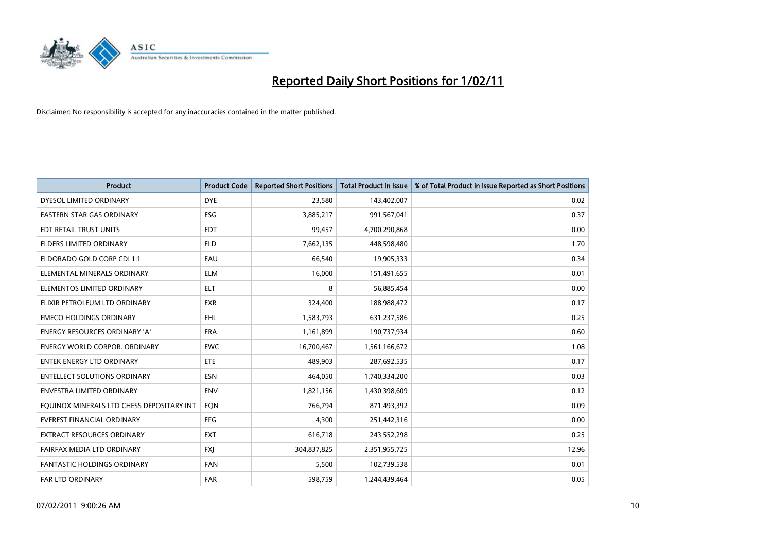# Reported Daily Short Positions for 1/02/11

Disclaimer: No responsibility is accepted for any inaccuracies contained in the matter published.

| Product | Product Code | Reported Short Positions | Total Product in Issue | % of Total Product in Issue Reported as Short Positions |
|---|---|---|---|---|
| DYESOL LIMITED ORDINARY | DYE | 23,580 | 143,402,007 | 0.02 |
| EASTERN STAR GAS ORDINARY | ESG | 3,885,217 | 991,567,041 | 0.37 |
| EDT RETAIL TRUST UNITS | EDT | 99,457 | 4,700,290,868 | 0.00 |
| ELDERS LIMITED ORDINARY | ELD | 7,662,135 | 448,598,480 | 1.70 |
| ELDORADO GOLD CORP CDI 1:1 | EAU | 66,540 | 19,905,333 | 0.34 |
| ELEMENTAL MINERALS ORDINARY | ELM | 16,000 | 151,491,655 | 0.01 |
| ELEMENTOS LIMITED ORDINARY | ELT | 8 | 56,885,454 | 0.00 |
| ELIXIR PETROLEUM LTD ORDINARY | EXR | 324,400 | 188,988,472 | 0.17 |
| EMECO HOLDINGS ORDINARY | EHL | 1,583,793 | 631,237,586 | 0.25 |
| ENERGY RESOURCES ORDINARY 'A' | ERA | 1,161,899 | 190,737,934 | 0.60 |
| ENERGY WORLD CORPOR. ORDINARY | EWC | 16,700,467 | 1,561,166,672 | 1.08 |
| ENTEK ENERGY LTD ORDINARY | ETE | 489,903 | 287,692,535 | 0.17 |
| ENTELLECT SOLUTIONS ORDINARY | ESN | 464,050 | 1,740,334,200 | 0.03 |
| ENVESTRA LIMITED ORDINARY | ENV | 1,821,156 | 1,430,398,609 | 0.12 |
| EQUINOX MINERALS LTD CHESS DEPOSITARY INT | EQN | 766,794 | 871,493,392 | 0.09 |
| EVEREST FINANCIAL ORDINARY | EFG | 4,300 | 251,442,316 | 0.00 |
| EXTRACT RESOURCES ORDINARY | EXT | 616,718 | 243,552,298 | 0.25 |
| FAIRFAX MEDIA LTD ORDINARY | FXJ | 304,837,825 | 2,351,955,725 | 12.96 |
| FANTASTIC HOLDINGS ORDINARY | FAN | 5,500 | 102,739,538 | 0.01 |
| FAR LTD ORDINARY | FAR | 598,759 | 1,244,439,464 | 0.05 |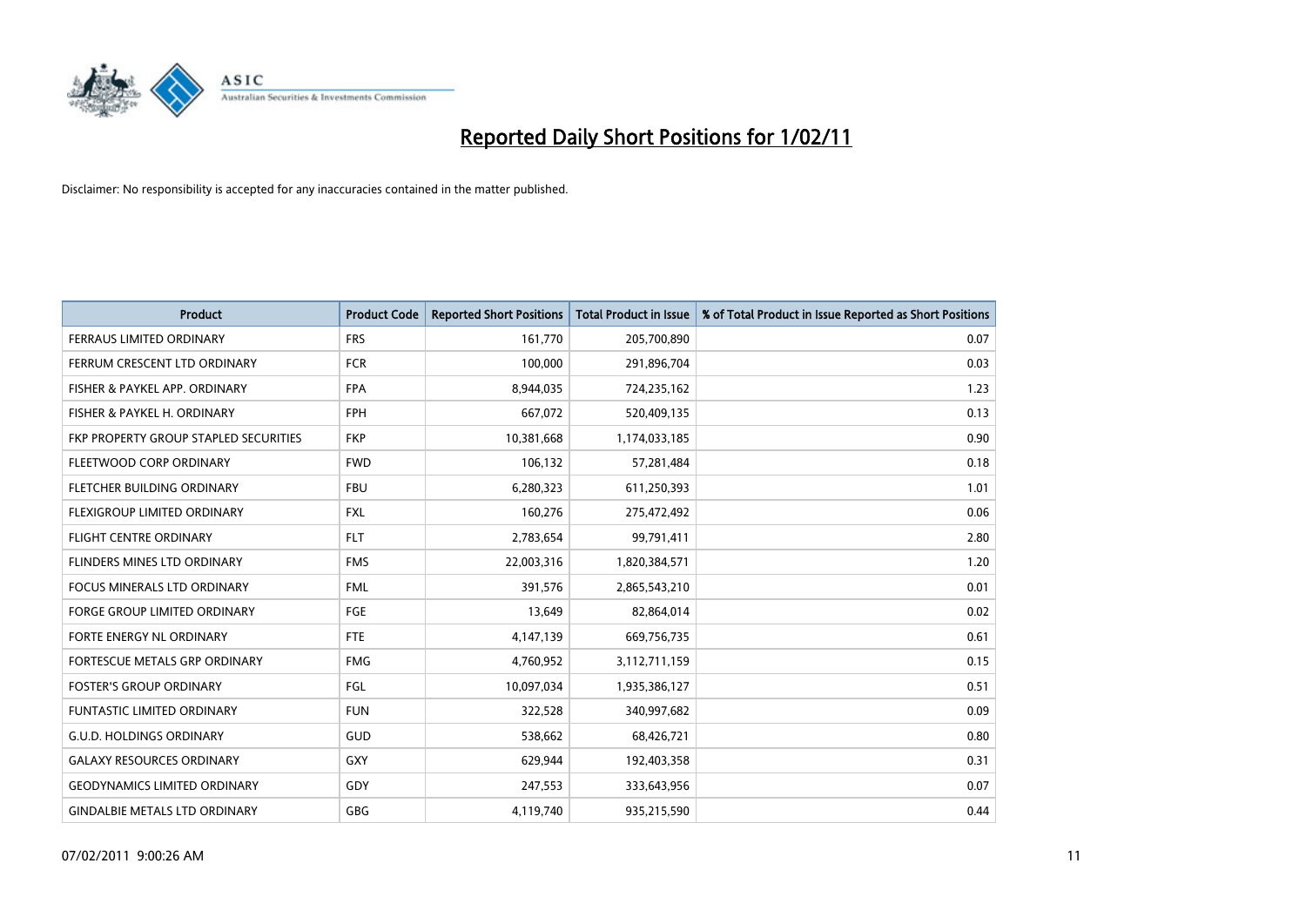# Reported Daily Short Positions for 1/02/11

Disclaimer: No responsibility is accepted for any inaccuracies contained in the matter published.

| Product | Product Code | Reported Short Positions | Total Product in Issue | % of Total Product in Issue Reported as Short Positions |
|---|---|---|---|---|
| FERRAUS LIMITED ORDINARY | FRS | 161,770 | 205,700,890 | 0.07 |
| FERRUM CRESCENT LTD ORDINARY | FCR | 100,000 | 291,896,704 | 0.03 |
| FISHER & PAYKEL APP. ORDINARY | FPA | 8,944,035 | 724,235,162 | 1.23 |
| FISHER & PAYKEL H. ORDINARY | FPH | 667,072 | 520,409,135 | 0.13 |
| FKP PROPERTY GROUP STAPLED SECURITIES | FKP | 10,381,668 | 1,174,033,185 | 0.90 |
| FLEETWOOD CORP ORDINARY | FWD | 106,132 | 57,281,484 | 0.18 |
| FLETCHER BUILDING ORDINARY | FBU | 6,280,323 | 611,250,393 | 1.01 |
| FLEXIGROUP LIMITED ORDINARY | FXL | 160,276 | 275,472,492 | 0.06 |
| FLIGHT CENTRE ORDINARY | FLT | 2,783,654 | 99,791,411 | 2.80 |
| FLINDERS MINES LTD ORDINARY | FMS | 22,003,316 | 1,820,384,571 | 1.20 |
| FOCUS MINERALS LTD ORDINARY | FML | 391,576 | 2,865,543,210 | 0.01 |
| FORGE GROUP LIMITED ORDINARY | FGE | 13,649 | 82,864,014 | 0.02 |
| FORTE ENERGY NL ORDINARY | FTE | 4,147,139 | 669,756,735 | 0.61 |
| FORTESCUE METALS GRP ORDINARY | FMG | 4,760,952 | 3,112,711,159 | 0.15 |
| FOSTER'S GROUP ORDINARY | FGL | 10,097,034 | 1,935,386,127 | 0.51 |
| FUNTASTIC LIMITED ORDINARY | FUN | 322,528 | 340,997,682 | 0.09 |
| G.U.D. HOLDINGS ORDINARY | GUD | 538,662 | 68,426,721 | 0.80 |
| GALAXY RESOURCES ORDINARY | GXY | 629,944 | 192,403,358 | 0.31 |
| GEODYNAMICS LIMITED ORDINARY | GDY | 247,553 | 333,643,956 | 0.07 |
| GINDALBIE METALS LTD ORDINARY | GBG | 4,119,740 | 935,215,590 | 0.44 |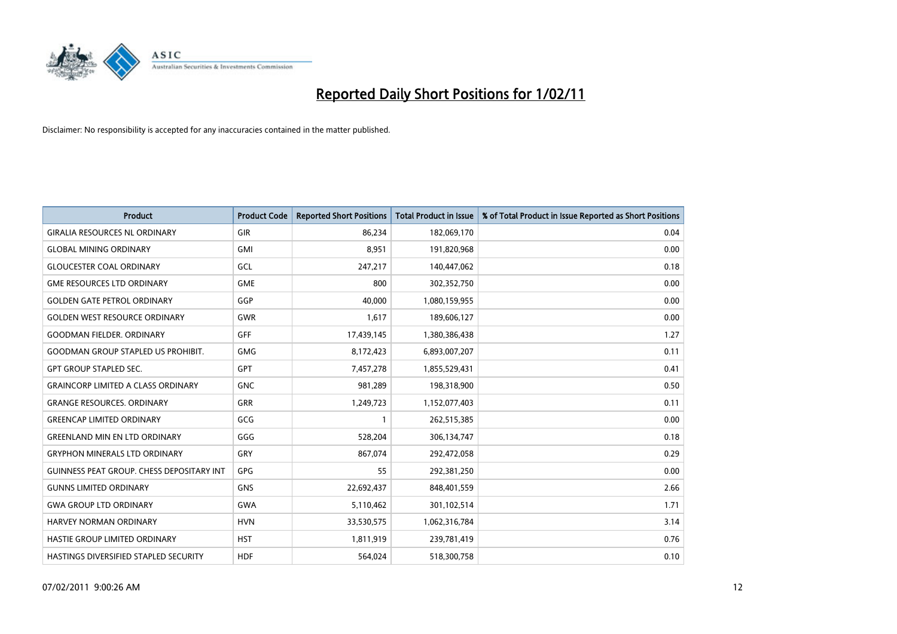# Reported Daily Short Positions for 1/02/11

Disclaimer: No responsibility is accepted for any inaccuracies contained in the matter published.

| Product | Product Code | Reported Short Positions | Total Product in Issue | % of Total Product in Issue Reported as Short Positions |
| --- | --- | --- | --- | --- |
| GIRALIA RESOURCES NL ORDINARY | GIR | 86,234 | 182,069,170 | 0.04 |
| GLOBAL MINING ORDINARY | GMI | 8,951 | 191,820,968 | 0.00 |
| GLOUCESTER COAL ORDINARY | GCL | 247,217 | 140,447,062 | 0.18 |
| GME RESOURCES LTD ORDINARY | GME | 800 | 302,352,750 | 0.00 |
| GOLDEN GATE PETROL ORDINARY | GGP | 40,000 | 1,080,159,955 | 0.00 |
| GOLDEN WEST RESOURCE ORDINARY | GWR | 1,617 | 189,606,127 | 0.00 |
| GOODMAN FIELDER. ORDINARY | GFF | 17,439,145 | 1,380,386,438 | 1.27 |
| GOODMAN GROUP STAPLED US PROHIBIT. | GMG | 8,172,423 | 6,893,007,207 | 0.11 |
| GPT GROUP STAPLED SEC. | GPT | 7,457,278 | 1,855,529,431 | 0.41 |
| GRAINCORP LIMITED A CLASS ORDINARY | GNC | 981,289 | 198,318,900 | 0.50 |
| GRANGE RESOURCES. ORDINARY | GRR | 1,249,723 | 1,152,077,403 | 0.11 |
| GREENCAP LIMITED ORDINARY | GCG | 1 | 262,515,385 | 0.00 |
| GREENLAND MIN EN LTD ORDINARY | GGG | 528,204 | 306,134,747 | 0.18 |
| GRYPHON MINERALS LTD ORDINARY | GRY | 867,074 | 292,472,058 | 0.29 |
| GUINNESS PEAT GROUP. CHESS DEPOSITARY INT | GPG | 55 | 292,381,250 | 0.00 |
| GUNNS LIMITED ORDINARY | GNS | 22,692,437 | 848,401,559 | 2.66 |
| GWA GROUP LTD ORDINARY | GWA | 5,110,462 | 301,102,514 | 1.71 |
| HARVEY NORMAN ORDINARY | HVN | 33,530,575 | 1,062,316,784 | 3.14 |
| HASTIE GROUP LIMITED ORDINARY | HST | 1,811,919 | 239,781,419 | 0.76 |
| HASTINGS DIVERSIFIED STAPLED SECURITY | HDF | 564,024 | 518,300,758 | 0.10 |

07/02/2011 9:00:26 AM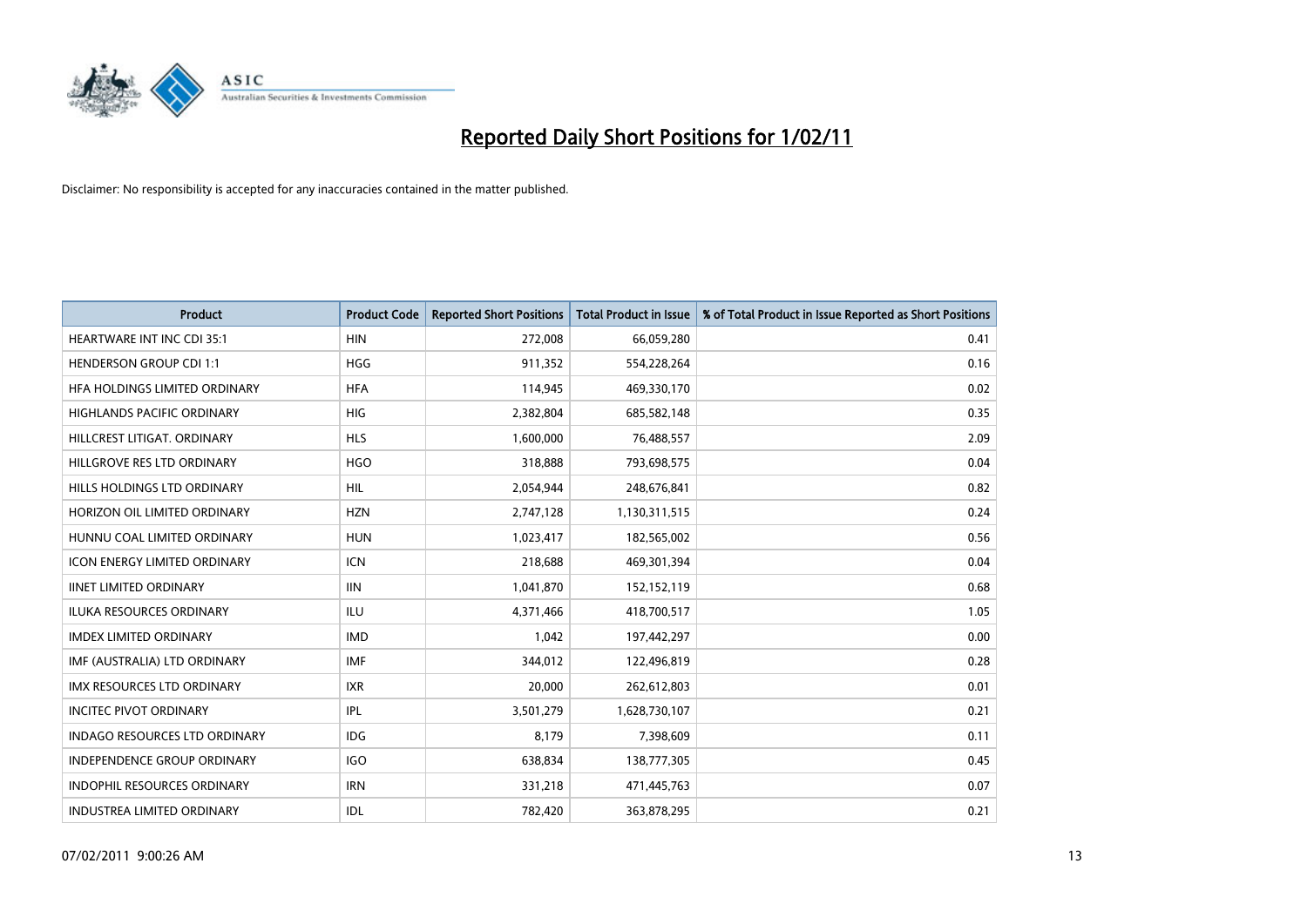# Reported Daily Short Positions for 1/02/11

Disclaimer: No responsibility is accepted for any inaccuracies contained in the matter published.

| Product | Product Code | Reported Short Positions | Total Product in Issue | % of Total Product in Issue Reported as Short Positions |
|---|---|---|---|---|
| HEARTWARE INT INC CDI 35:1 | HIN | 272,008 | 66,059,280 | 0.41 |
| HENDERSON GROUP CDI 1:1 | HGG | 911,352 | 554,228,264 | 0.16 |
| HFA HOLDINGS LIMITED ORDINARY | HFA | 114,945 | 469,330,170 | 0.02 |
| HIGHLANDS PACIFIC ORDINARY | HIG | 2,382,804 | 685,582,148 | 0.35 |
| HILLCREST LITIGAT. ORDINARY | HLS | 1,600,000 | 76,488,557 | 2.09 |
| HILLGROVE RES LTD ORDINARY | HGO | 318,888 | 793,698,575 | 0.04 |
| HILLS HOLDINGS LTD ORDINARY | HIL | 2,054,944 | 248,676,841 | 0.82 |
| HORIZON OIL LIMITED ORDINARY | HZN | 2,747,128 | 1,130,311,515 | 0.24 |
| HUNNU COAL LIMITED ORDINARY | HUN | 1,023,417 | 182,565,002 | 0.56 |
| ICON ENERGY LIMITED ORDINARY | ICN | 218,688 | 469,301,394 | 0.04 |
| IINET LIMITED ORDINARY | IIN | 1,041,870 | 152,152,119 | 0.68 |
| ILUKA RESOURCES ORDINARY | ILU | 4,371,466 | 418,700,517 | 1.05 |
| IMDEX LIMITED ORDINARY | IMD | 1,042 | 197,442,297 | 0.00 |
| IMF (AUSTRALIA) LTD ORDINARY | IMF | 344,012 | 122,496,819 | 0.28 |
| IMX RESOURCES LTD ORDINARY | IXR | 20,000 | 262,612,803 | 0.01 |
| INCITEC PIVOT ORDINARY | IPL | 3,501,279 | 1,628,730,107 | 0.21 |
| INDAGO RESOURCES LTD ORDINARY | IDG | 8,179 | 7,398,609 | 0.11 |
| INDEPENDENCE GROUP ORDINARY | IGO | 638,834 | 138,777,305 | 0.45 |
| INDOPHIL RESOURCES ORDINARY | IRN | 331,218 | 471,445,763 | 0.07 |
| INDUSTREA LIMITED ORDINARY | IDL | 782,420 | 363,878,295 | 0.21 |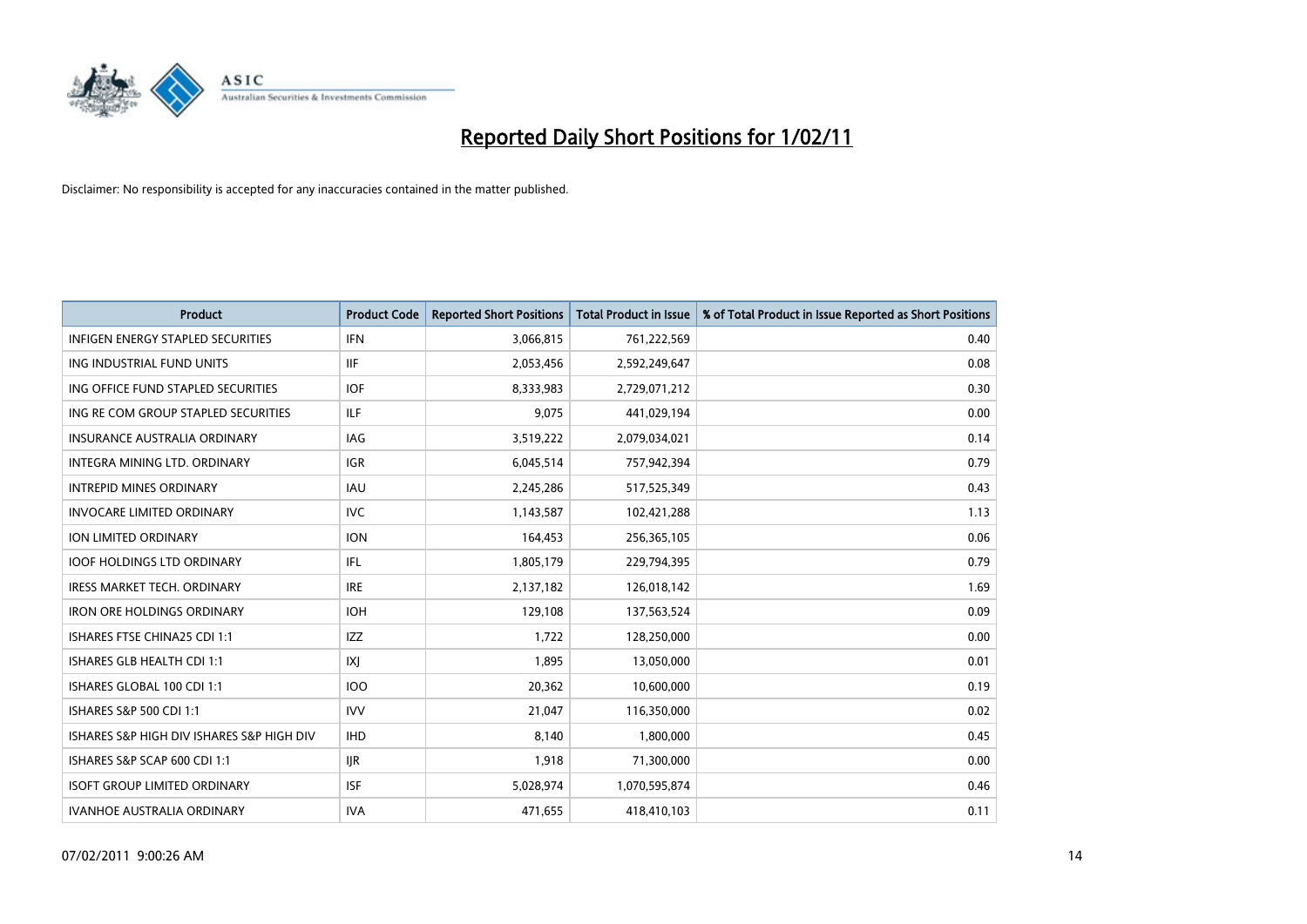# Reported Daily Short Positions for 1/02/11

Disclaimer: No responsibility is accepted for any inaccuracies contained in the matter published.

| Product | Product Code | Reported Short Positions | Total Product in Issue | % of Total Product in Issue Reported as Short Positions |
|---|---|---|---|---|
| INFIGEN ENERGY STAPLED SECURITIES | IFN | 3,066,815 | 761,222,569 | 0.40 |
| ING INDUSTRIAL FUND UNITS | IIF | 2,053,456 | 2,592,249,647 | 0.08 |
| ING OFFICE FUND STAPLED SECURITIES | IOF | 8,333,983 | 2,729,071,212 | 0.30 |
| ING RE COM GROUP STAPLED SECURITIES | ILF | 9,075 | 441,029,194 | 0.00 |
| INSURANCE AUSTRALIA ORDINARY | IAG | 3,519,222 | 2,079,034,021 | 0.14 |
| INTEGRA MINING LTD. ORDINARY | IGR | 6,045,514 | 757,942,394 | 0.79 |
| INTREPID MINES ORDINARY | IAU | 2,245,286 | 517,525,349 | 0.43 |
| INVOCARE LIMITED ORDINARY | IVC | 1,143,587 | 102,421,288 | 1.13 |
| ION LIMITED ORDINARY | ION | 164,453 | 256,365,105 | 0.06 |
| IOOF HOLDINGS LTD ORDINARY | IFL | 1,805,179 | 229,794,395 | 0.79 |
| IRESS MARKET TECH. ORDINARY | IRE | 2,137,182 | 126,018,142 | 1.69 |
| IRON ORE HOLDINGS ORDINARY | IOH | 129,108 | 137,563,524 | 0.09 |
| ISHARES FTSE CHINA25 CDI 1:1 | IZZ | 1,722 | 128,250,000 | 0.00 |
| ISHARES GLB HEALTH CDI 1:1 | IXJ | 1,895 | 13,050,000 | 0.01 |
| ISHARES GLOBAL 100 CDI 1:1 | IOO | 20,362 | 10,600,000 | 0.19 |
| ISHARES S&P 500 CDI 1:1 | IVV | 21,047 | 116,350,000 | 0.02 |
| ISHARES S&P HIGH DIV ISHARES S&P HIGH DIV | IHD | 8,140 | 1,800,000 | 0.45 |
| ISHARES S&P SCAP 600 CDI 1:1 | IJR | 1,918 | 71,300,000 | 0.00 |
| ISOFT GROUP LIMITED ORDINARY | ISF | 5,028,974 | 1,070,595,874 | 0.46 |
| IVANHOE AUSTRALIA ORDINARY | IVA | 471,655 | 418,410,103 | 0.11 |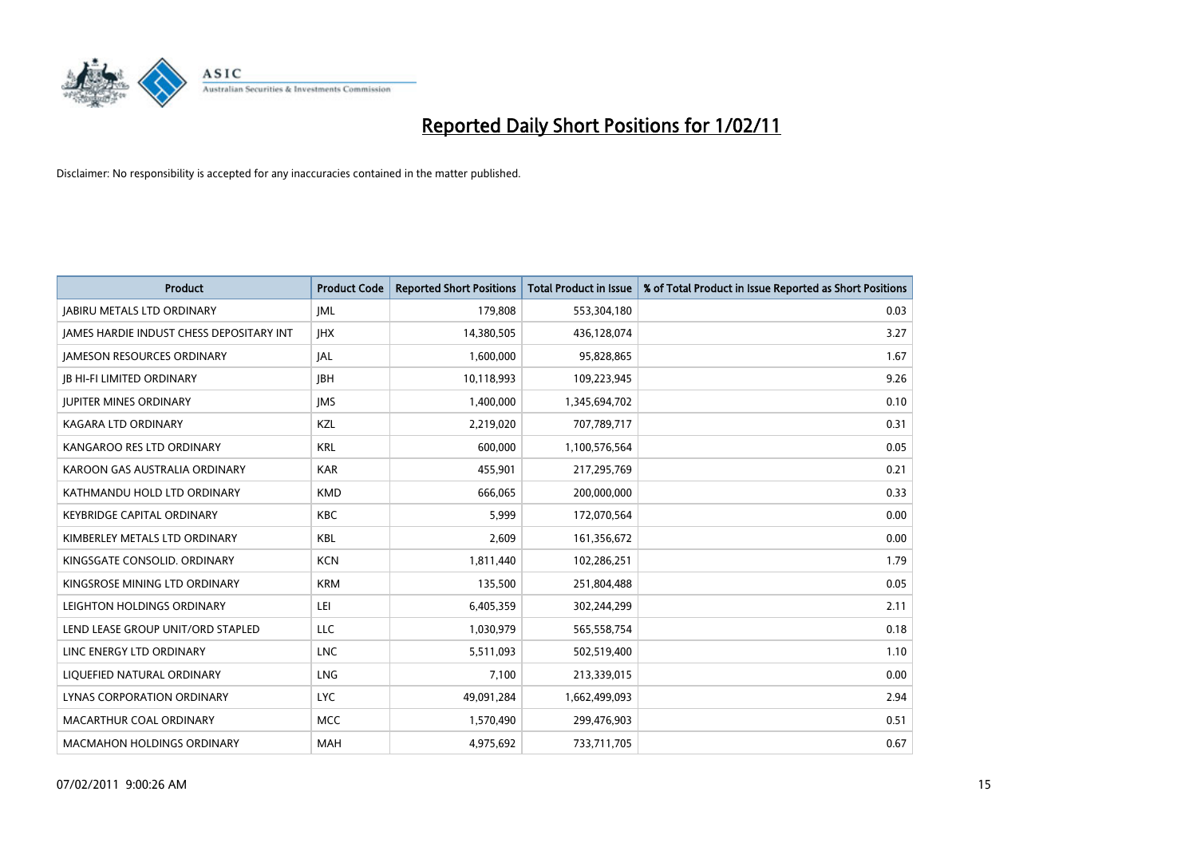# Reported Daily Short Positions for 1/02/11

Disclaimer: No responsibility is accepted for any inaccuracies contained in the matter published.

| Product | Product Code | Reported Short Positions | Total Product in Issue | % of Total Product in Issue Reported as Short Positions |
|---|---|---|---|---|
| JABIRU METALS LTD ORDINARY | JML | 179,808 | 553,304,180 | 0.03 |
| JAMES HARDIE INDUST CHESS DEPOSITARY INT | JHX | 14,380,505 | 436,128,074 | 3.27 |
| JAMESON RESOURCES ORDINARY | JAL | 1,600,000 | 95,828,865 | 1.67 |
| JB HI-FI LIMITED ORDINARY | JBH | 10,118,993 | 109,223,945 | 9.26 |
| JUPITER MINES ORDINARY | JMS | 1,400,000 | 1,345,694,702 | 0.10 |
| KAGARA LTD ORDINARY | KZL | 2,219,020 | 707,789,717 | 0.31 |
| KANGAROO RES LTD ORDINARY | KRL | 600,000 | 1,100,576,564 | 0.05 |
| KAROON GAS AUSTRALIA ORDINARY | KAR | 455,901 | 217,295,769 | 0.21 |
| KATHMANDU HOLD LTD ORDINARY | KMD | 666,065 | 200,000,000 | 0.33 |
| KEYBRIDGE CAPITAL ORDINARY | KBC | 5,999 | 172,070,564 | 0.00 |
| KIMBERLEY METALS LTD ORDINARY | KBL | 2,609 | 161,356,672 | 0.00 |
| KINGSGATE CONSOLID. ORDINARY | KCN | 1,811,440 | 102,286,251 | 1.79 |
| KINGSROSE MINING LTD ORDINARY | KRM | 135,500 | 251,804,488 | 0.05 |
| LEIGHTON HOLDINGS ORDINARY | LEI | 6,405,359 | 302,244,299 | 2.11 |
| LEND LEASE GROUP UNIT/ORD STAPLED | LLC | 1,030,979 | 565,558,754 | 0.18 |
| LINC ENERGY LTD ORDINARY | LNC | 5,511,093 | 502,519,400 | 1.10 |
| LIQUEFIED NATURAL ORDINARY | LNG | 7,100 | 213,339,015 | 0.00 |
| LYNAS CORPORATION ORDINARY | LYC | 49,091,284 | 1,662,499,093 | 2.94 |
| MACARTHUR COAL ORDINARY | MCC | 1,570,490 | 299,476,903 | 0.51 |
| MACMAHON HOLDINGS ORDINARY | MAH | 4,975,692 | 733,711,705 | 0.67 |

07/02/2011 9:00:26 AM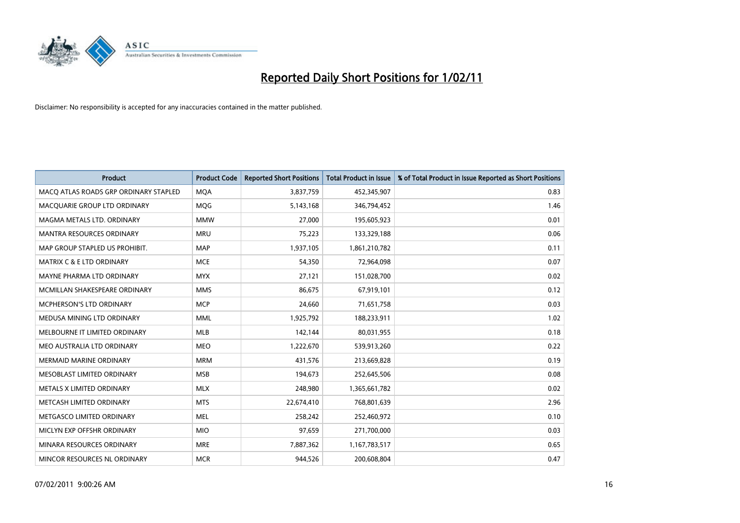# Reported Daily Short Positions for 1/02/11

Disclaimer: No responsibility is accepted for any inaccuracies contained in the matter published.

| Product | Product Code | Reported Short Positions | Total Product in Issue | % of Total Product in Issue Reported as Short Positions |
|---|---|---|---|---|
| MACQ ATLAS ROADS GRP ORDINARY STAPLED | MQA | 3,837,759 | 452,345,907 | 0.83 |
| MACQUARIE GROUP LTD ORDINARY | MQG | 5,143,168 | 346,794,452 | 1.46 |
| MAGMA METALS LTD. ORDINARY | MMW | 27,000 | 195,605,923 | 0.01 |
| MANTRA RESOURCES ORDINARY | MRU | 75,223 | 133,329,188 | 0.06 |
| MAP GROUP STAPLED US PROHIBIT. | MAP | 1,937,105 | 1,861,210,782 | 0.11 |
| MATRIX C & E LTD ORDINARY | MCE | 54,350 | 72,964,098 | 0.07 |
| MAYNE PHARMA LTD ORDINARY | MYX | 27,121 | 151,028,700 | 0.02 |
| MCMILLAN SHAKESPEARE ORDINARY | MMS | 86,675 | 67,919,101 | 0.12 |
| MCPHERSON'S LTD ORDINARY | MCP | 24,660 | 71,651,758 | 0.03 |
| MEDUSA MINING LTD ORDINARY | MML | 1,925,792 | 188,233,911 | 1.02 |
| MELBOURNE IT LIMITED ORDINARY | MLB | 142,144 | 80,031,955 | 0.18 |
| MEO AUSTRALIA LTD ORDINARY | MEO | 1,222,670 | 539,913,260 | 0.22 |
| MERMAID MARINE ORDINARY | MRM | 431,576 | 213,669,828 | 0.19 |
| MESOBLAST LIMITED ORDINARY | MSB | 194,673 | 252,645,506 | 0.08 |
| METALS X LIMITED ORDINARY | MLX | 248,980 | 1,365,661,782 | 0.02 |
| METCASH LIMITED ORDINARY | MTS | 22,674,410 | 768,801,639 | 2.96 |
| METGASCO LIMITED ORDINARY | MEL | 258,242 | 252,460,972 | 0.10 |
| MICLYN EXP OFFSHR ORDINARY | MIO | 97,659 | 271,700,000 | 0.03 |
| MINARA RESOURCES ORDINARY | MRE | 7,887,362 | 1,167,783,517 | 0.65 |
| MINCOR RESOURCES NL ORDINARY | MCR | 944,526 | 200,608,804 | 0.47 |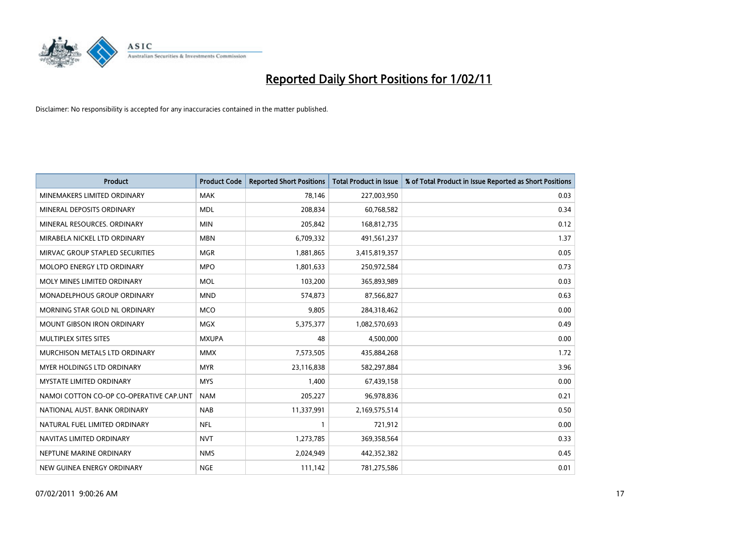# Reported Daily Short Positions for 1/02/11

Disclaimer: No responsibility is accepted for any inaccuracies contained in the matter published.

| Product | Product Code | Reported Short Positions | Total Product in Issue | % of Total Product in Issue Reported as Short Positions |
|---|---|---|---|---|
| MINEMAKERS LIMITED ORDINARY | MAK | 78,146 | 227,003,950 | 0.03 |
| MINERAL DEPOSITS ORDINARY | MDL | 208,834 | 60,768,582 | 0.34 |
| MINERAL RESOURCES. ORDINARY | MIN | 205,842 | 168,812,735 | 0.12 |
| MIRABELA NICKEL LTD ORDINARY | MBN | 6,709,332 | 491,561,237 | 1.37 |
| MIRVAC GROUP STAPLED SECURITIES | MGR | 1,881,865 | 3,415,819,357 | 0.05 |
| MOLOPO ENERGY LTD ORDINARY | MPO | 1,801,633 | 250,972,584 | 0.73 |
| MOLY MINES LIMITED ORDINARY | MOL | 103,200 | 365,893,989 | 0.03 |
| MONADELPHOUS GROUP ORDINARY | MND | 574,873 | 87,566,827 | 0.63 |
| MORNING STAR GOLD NL ORDINARY | MCO | 9,805 | 284,318,462 | 0.00 |
| MOUNT GIBSON IRON ORDINARY | MGX | 5,375,377 | 1,082,570,693 | 0.49 |
| MULTIPLEX SITES SITES | MXUPA | 48 | 4,500,000 | 0.00 |
| MURCHISON METALS LTD ORDINARY | MMX | 7,573,505 | 435,884,268 | 1.72 |
| MYER HOLDINGS LTD ORDINARY | MYR | 23,116,838 | 582,297,884 | 3.96 |
| MYSTATE LIMITED ORDINARY | MYS | 1,400 | 67,439,158 | 0.00 |
| NAMOI COTTON CO-OP CO-OPERATIVE CAP.UNT | NAM | 205,227 | 96,978,836 | 0.21 |
| NATIONAL AUST. BANK ORDINARY | NAB | 11,337,991 | 2,169,575,514 | 0.50 |
| NATURAL FUEL LIMITED ORDINARY | NFL | 1 | 721,912 | 0.00 |
| NAVITAS LIMITED ORDINARY | NVT | 1,273,785 | 369,358,564 | 0.33 |
| NEPTUNE MARINE ORDINARY | NMS | 2,024,949 | 442,352,382 | 0.45 |
| NEW GUINEA ENERGY ORDINARY | NGE | 111,142 | 781,275,586 | 0.01 |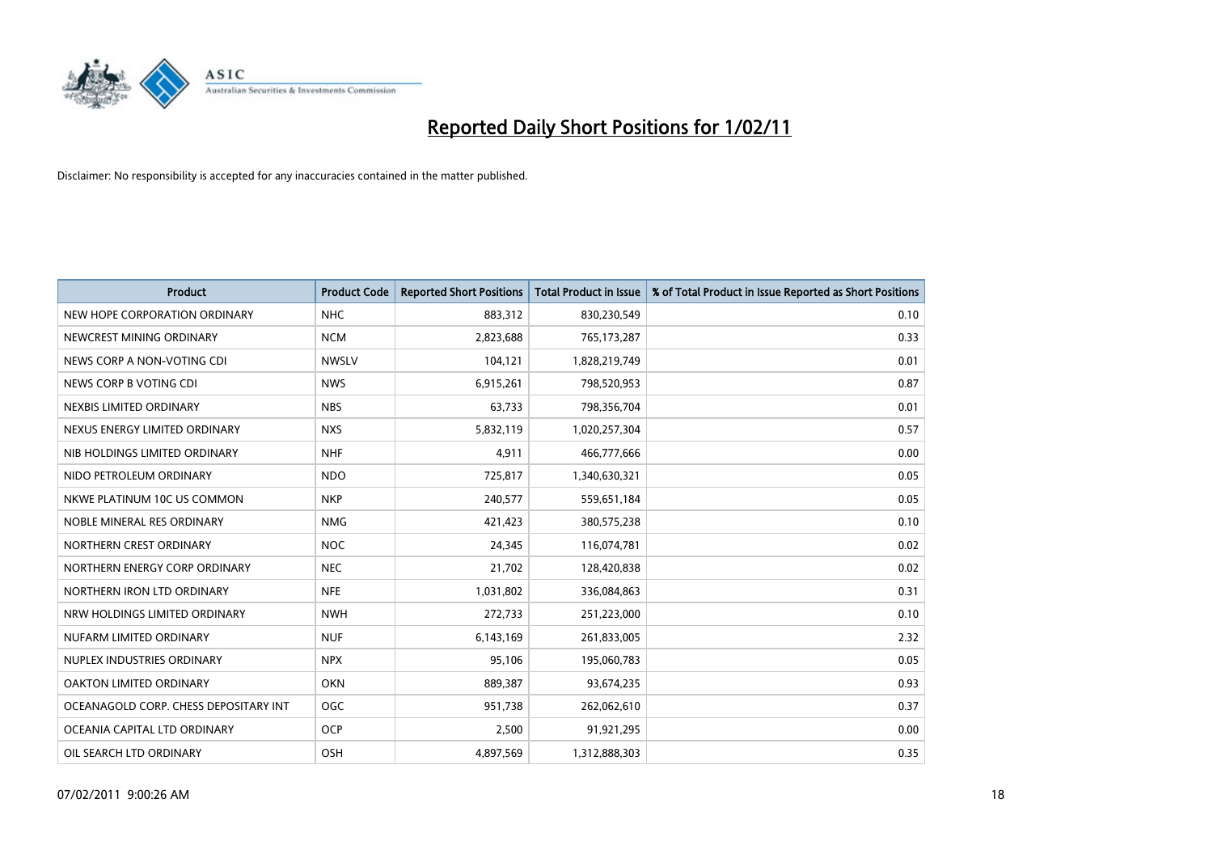# Reported Daily Short Positions for 1/02/11

Disclaimer: No responsibility is accepted for any inaccuracies contained in the matter published.

| Product | Product Code | Reported Short Positions | Total Product in Issue | % of Total Product in Issue Reported as Short Positions |
|---|---|---|---|---|
| NEW HOPE CORPORATION ORDINARY | NHC | 883,312 | 830,230,549 | 0.10 |
| NEWCREST MINING ORDINARY | NCM | 2,823,688 | 765,173,287 | 0.33 |
| NEWS CORP A NON-VOTING CDI | NWSLV | 104,121 | 1,828,219,749 | 0.01 |
| NEWS CORP B VOTING CDI | NWS | 6,915,261 | 798,520,953 | 0.87 |
| NEXBIS LIMITED ORDINARY | NBS | 63,733 | 798,356,704 | 0.01 |
| NEXUS ENERGY LIMITED ORDINARY | NXS | 5,832,119 | 1,020,257,304 | 0.57 |
| NIB HOLDINGS LIMITED ORDINARY | NHF | 4,911 | 466,777,666 | 0.00 |
| NIDO PETROLEUM ORDINARY | NDO | 725,817 | 1,340,630,321 | 0.05 |
| NKWE PLATINUM 10C US COMMON | NKP | 240,577 | 559,651,184 | 0.05 |
| NOBLE MINERAL RES ORDINARY | NMG | 421,423 | 380,575,238 | 0.10 |
| NORTHERN CREST ORDINARY | NOC | 24,345 | 116,074,781 | 0.02 |
| NORTHERN ENERGY CORP ORDINARY | NEC | 21,702 | 128,420,838 | 0.02 |
| NORTHERN IRON LTD ORDINARY | NFE | 1,031,802 | 336,084,863 | 0.31 |
| NRW HOLDINGS LIMITED ORDINARY | NWH | 272,733 | 251,223,000 | 0.10 |
| NUFARM LIMITED ORDINARY | NUF | 6,143,169 | 261,833,005 | 2.32 |
| NUPLEX INDUSTRIES ORDINARY | NPX | 95,106 | 195,060,783 | 0.05 |
| OAKTON LIMITED ORDINARY | OKN | 889,387 | 93,674,235 | 0.93 |
| OCEANAGOLD CORP. CHESS DEPOSITARY INT | OGC | 951,738 | 262,062,610 | 0.37 |
| OCEANIA CAPITAL LTD ORDINARY | OCP | 2,500 | 91,921,295 | 0.00 |
| OIL SEARCH LTD ORDINARY | OSH | 4,897,569 | 1,312,888,303 | 0.35 |

07/02/2011 9:00:26 AM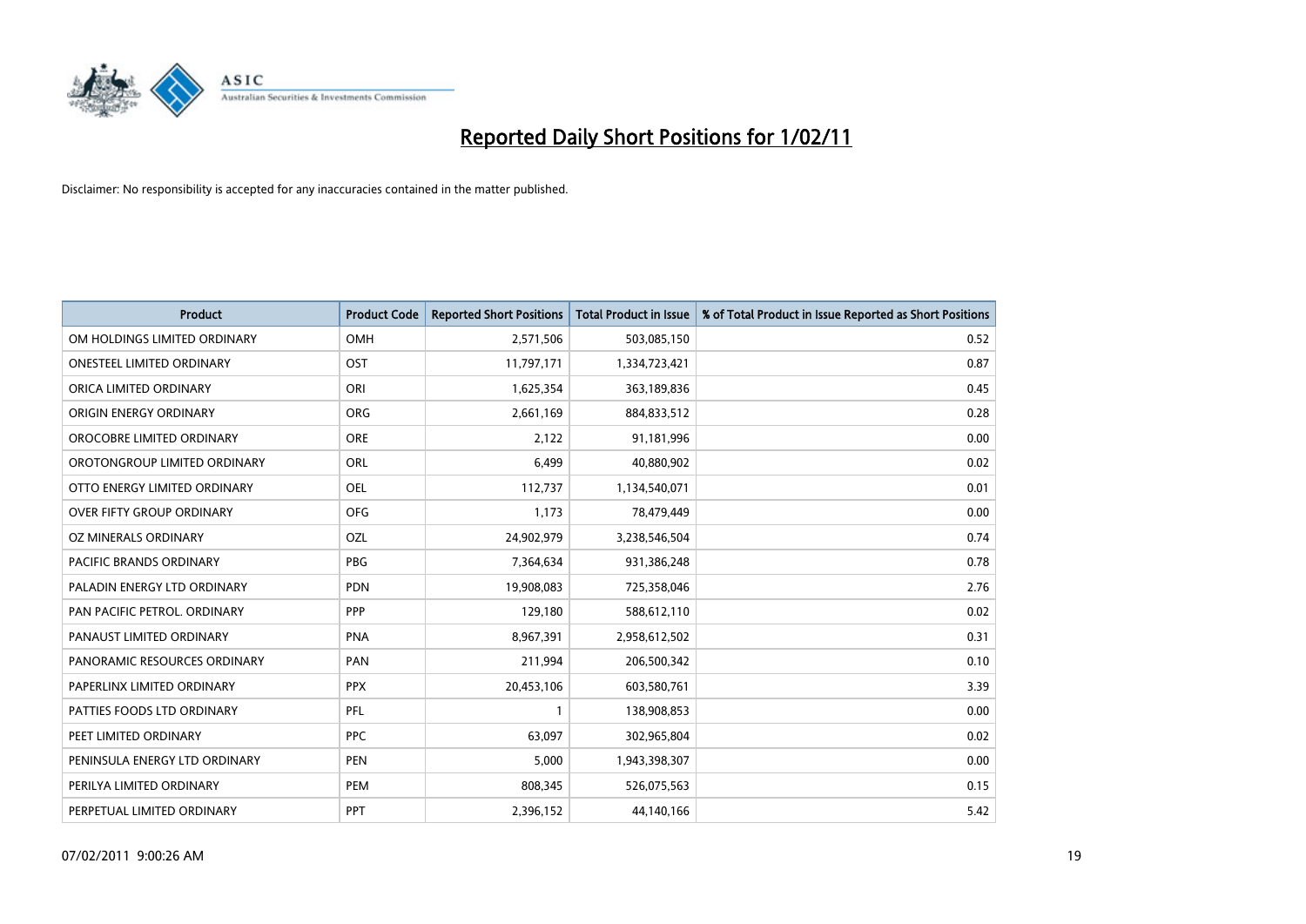# Reported Daily Short Positions for 1/02/11

Disclaimer: No responsibility is accepted for any inaccuracies contained in the matter published.

| Product | Product Code | Reported Short Positions | Total Product in Issue | % of Total Product in Issue Reported as Short Positions |
|---|---|---|---|---|
| OM HOLDINGS LIMITED ORDINARY | OMH | 2,571,506 | 503,085,150 | 0.52 |
| ONESTEEL LIMITED ORDINARY | OST | 11,797,171 | 1,334,723,421 | 0.87 |
| ORICA LIMITED ORDINARY | ORI | 1,625,354 | 363,189,836 | 0.45 |
| ORIGIN ENERGY ORDINARY | ORG | 2,661,169 | 884,833,512 | 0.28 |
| OROCOBRE LIMITED ORDINARY | ORE | 2,122 | 91,181,996 | 0.00 |
| OROTONGROUP LIMITED ORDINARY | ORL | 6,499 | 40,880,902 | 0.02 |
| OTTO ENERGY LIMITED ORDINARY | OEL | 112,737 | 1,134,540,071 | 0.01 |
| OVER FIFTY GROUP ORDINARY | OFG | 1,173 | 78,479,449 | 0.00 |
| OZ MINERALS ORDINARY | OZL | 24,902,979 | 3,238,546,504 | 0.74 |
| PACIFIC BRANDS ORDINARY | PBG | 7,364,634 | 931,386,248 | 0.78 |
| PALADIN ENERGY LTD ORDINARY | PDN | 19,908,083 | 725,358,046 | 2.76 |
| PAN PACIFIC PETROL. ORDINARY | PPP | 129,180 | 588,612,110 | 0.02 |
| PANAUST LIMITED ORDINARY | PNA | 8,967,391 | 2,958,612,502 | 0.31 |
| PANORAMIC RESOURCES ORDINARY | PAN | 211,994 | 206,500,342 | 0.10 |
| PAPERLINX LIMITED ORDINARY | PPX | 20,453,106 | 603,580,761 | 3.39 |
| PATTIES FOODS LTD ORDINARY | PFL | 1 | 138,908,853 | 0.00 |
| PEET LIMITED ORDINARY | PPC | 63,097 | 302,965,804 | 0.02 |
| PENINSULA ENERGY LTD ORDINARY | PEN | 5,000 | 1,943,398,307 | 0.00 |
| PERILYA LIMITED ORDINARY | PEM | 808,345 | 526,075,563 | 0.15 |
| PERPETUAL LIMITED ORDINARY | PPT | 2,396,152 | 44,140,166 | 5.42 |

07/02/2011 9:00:26 AM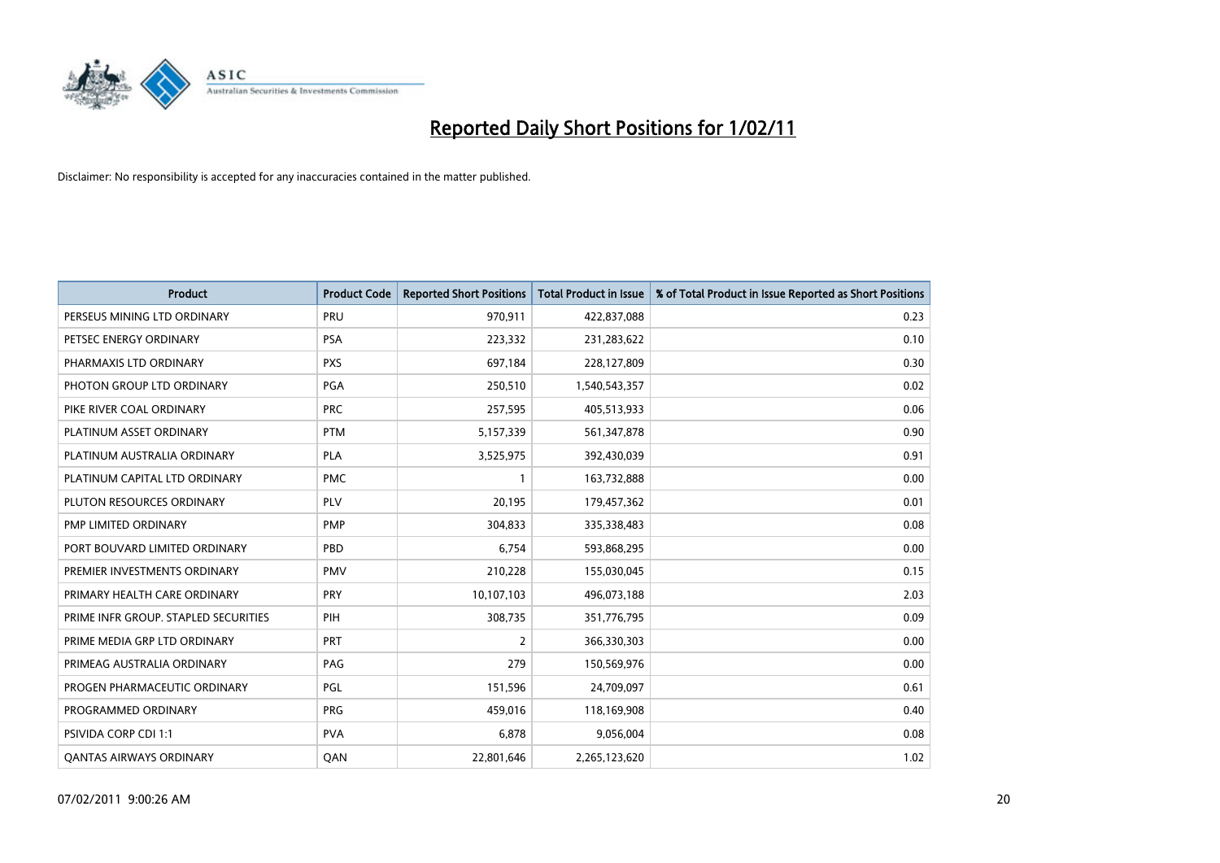# Reported Daily Short Positions for 1/02/11

Disclaimer: No responsibility is accepted for any inaccuracies contained in the matter published.

| Product | Product Code | Reported Short Positions | Total Product in Issue | % of Total Product in Issue Reported as Short Positions |
|---|---|---|---|---|
| PERSEUS MINING LTD ORDINARY | PRU | 970,911 | 422,837,088 | 0.23 |
| PETSEC ENERGY ORDINARY | PSA | 223,332 | 231,283,622 | 0.10 |
| PHARMAXIS LTD ORDINARY | PXS | 697,184 | 228,127,809 | 0.30 |
| PHOTON GROUP LTD ORDINARY | PGA | 250,510 | 1,540,543,357 | 0.02 |
| PIKE RIVER COAL ORDINARY | PRC | 257,595 | 405,513,933 | 0.06 |
| PLATINUM ASSET ORDINARY | PTM | 5,157,339 | 561,347,878 | 0.90 |
| PLATINUM AUSTRALIA ORDINARY | PLA | 3,525,975 | 392,430,039 | 0.91 |
| PLATINUM CAPITAL LTD ORDINARY | PMC | 1 | 163,732,888 | 0.00 |
| PLUTON RESOURCES ORDINARY | PLV | 20,195 | 179,457,362 | 0.01 |
| PMP LIMITED ORDINARY | PMP | 304,833 | 335,338,483 | 0.08 |
| PORT BOUVARD LIMITED ORDINARY | PBD | 6,754 | 593,868,295 | 0.00 |
| PREMIER INVESTMENTS ORDINARY | PMV | 210,228 | 155,030,045 | 0.15 |
| PRIMARY HEALTH CARE ORDINARY | PRY | 10,107,103 | 496,073,188 | 2.03 |
| PRIME INFR GROUP. STAPLED SECURITIES | PIH | 308,735 | 351,776,795 | 0.09 |
| PRIME MEDIA GRP LTD ORDINARY | PRT | 2 | 366,330,303 | 0.00 |
| PRIMEAG AUSTRALIA ORDINARY | PAG | 279 | 150,569,976 | 0.00 |
| PROGEN PHARMACEUTIC ORDINARY | PGL | 151,596 | 24,709,097 | 0.61 |
| PROGRAMMED ORDINARY | PRG | 459,016 | 118,169,908 | 0.40 |
| PSIVIDA CORP CDI 1:1 | PVA | 6,878 | 9,056,004 | 0.08 |
| QANTAS AIRWAYS ORDINARY | QAN | 22,801,646 | 2,265,123,620 | 1.02 |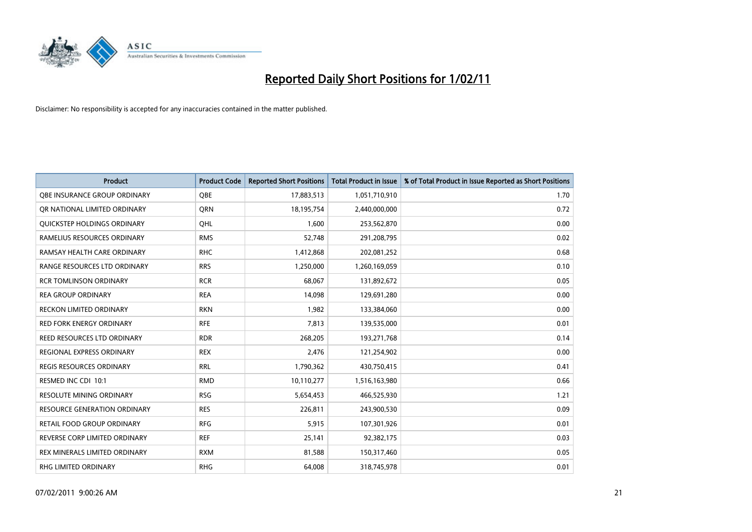# Reported Daily Short Positions for 1/02/11

Disclaimer: No responsibility is accepted for any inaccuracies contained in the matter published.

| Product | Product Code | Reported Short Positions | Total Product in Issue | % of Total Product in Issue Reported as Short Positions |
|---|---|---|---|---|
| QBE INSURANCE GROUP ORDINARY | QBE | 17,883,513 | 1,051,710,910 | 1.70 |
| QR NATIONAL LIMITED ORDINARY | QRN | 18,195,754 | 2,440,000,000 | 0.72 |
| QUICKSTEP HOLDINGS ORDINARY | QHL | 1,600 | 253,562,870 | 0.00 |
| RAMELIUS RESOURCES ORDINARY | RMS | 52,748 | 291,208,795 | 0.02 |
| RAMSAY HEALTH CARE ORDINARY | RHC | 1,412,868 | 202,081,252 | 0.68 |
| RANGE RESOURCES LTD ORDINARY | RRS | 1,250,000 | 1,260,169,059 | 0.10 |
| RCR TOMLINSON ORDINARY | RCR | 68,067 | 131,892,672 | 0.05 |
| REA GROUP ORDINARY | REA | 14,098 | 129,691,280 | 0.00 |
| RECKON LIMITED ORDINARY | RKN | 1,982 | 133,384,060 | 0.00 |
| RED FORK ENERGY ORDINARY | RFE | 7,813 | 139,535,000 | 0.01 |
| REED RESOURCES LTD ORDINARY | RDR | 268,205 | 193,271,768 | 0.14 |
| REGIONAL EXPRESS ORDINARY | REX | 2,476 | 121,254,902 | 0.00 |
| REGIS RESOURCES ORDINARY | RRL | 1,790,362 | 430,750,415 | 0.41 |
| RESMED INC CDI 10:1 | RMD | 10,110,277 | 1,516,163,980 | 0.66 |
| RESOLUTE MINING ORDINARY | RSG | 5,654,453 | 466,525,930 | 1.21 |
| RESOURCE GENERATION ORDINARY | RES | 226,811 | 243,900,530 | 0.09 |
| RETAIL FOOD GROUP ORDINARY | RFG | 5,915 | 107,301,926 | 0.01 |
| REVERSE CORP LIMITED ORDINARY | REF | 25,141 | 92,382,175 | 0.03 |
| REX MINERALS LIMITED ORDINARY | RXM | 81,588 | 150,317,460 | 0.05 |
| RHG LIMITED ORDINARY | RHG | 64,008 | 318,745,978 | 0.01 |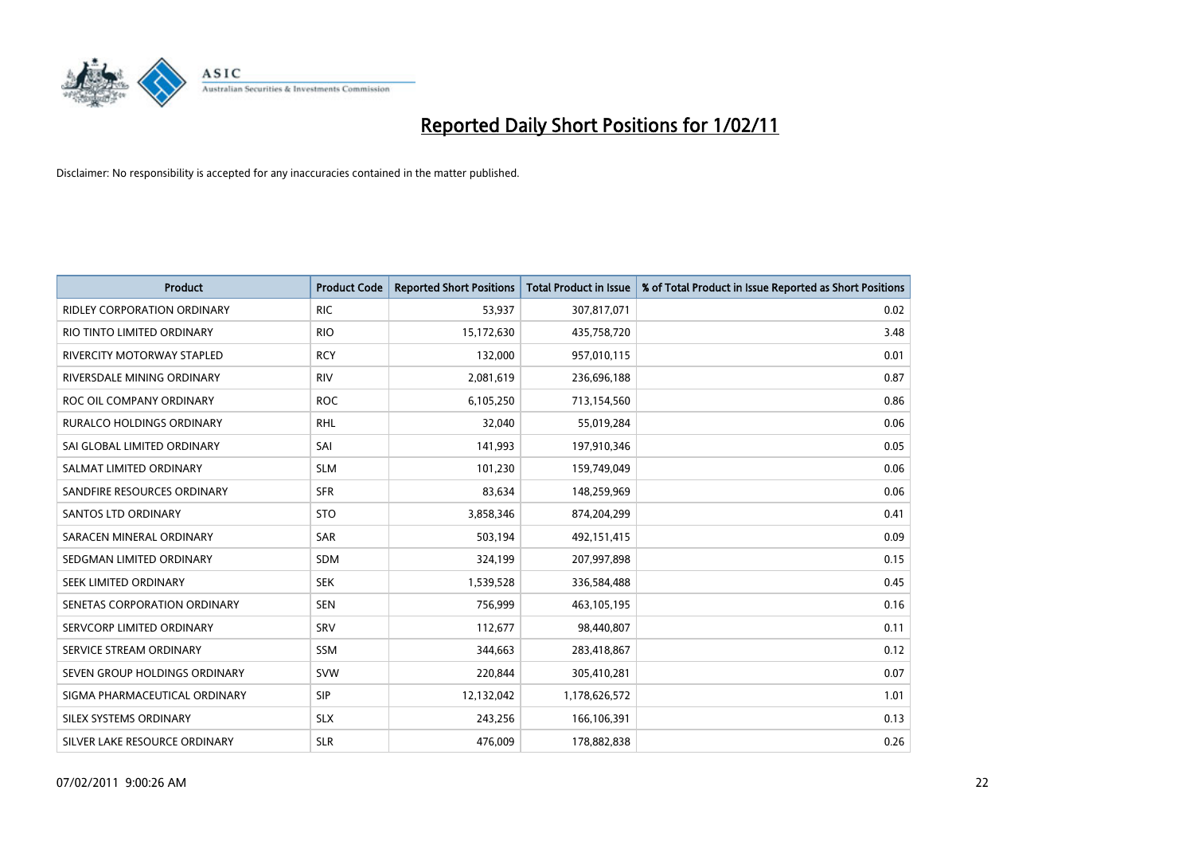# Reported Daily Short Positions for 1/02/11

Disclaimer: No responsibility is accepted for any inaccuracies contained in the matter published.

| Product | Product Code | Reported Short Positions | Total Product in Issue | % of Total Product in Issue Reported as Short Positions |
|---|---|---|---|---|
| RIDLEY CORPORATION ORDINARY | RIC | 53,937 | 307,817,071 | 0.02 |
| RIO TINTO LIMITED ORDINARY | RIO | 15,172,630 | 435,758,720 | 3.48 |
| RIVERCITY MOTORWAY STAPLED | RCY | 132,000 | 957,010,115 | 0.01 |
| RIVERSDALE MINING ORDINARY | RIV | 2,081,619 | 236,696,188 | 0.87 |
| ROC OIL COMPANY ORDINARY | ROC | 6,105,250 | 713,154,560 | 0.86 |
| RURALCO HOLDINGS ORDINARY | RHL | 32,040 | 55,019,284 | 0.06 |
| SAI GLOBAL LIMITED ORDINARY | SAI | 141,993 | 197,910,346 | 0.05 |
| SALMAT LIMITED ORDINARY | SLM | 101,230 | 159,749,049 | 0.06 |
| SANDFIRE RESOURCES ORDINARY | SFR | 83,634 | 148,259,969 | 0.06 |
| SANTOS LTD ORDINARY | STO | 3,858,346 | 874,204,299 | 0.41 |
| SARACEN MINERAL ORDINARY | SAR | 503,194 | 492,151,415 | 0.09 |
| SEDGMAN LIMITED ORDINARY | SDM | 324,199 | 207,997,898 | 0.15 |
| SEEK LIMITED ORDINARY | SEK | 1,539,528 | 336,584,488 | 0.45 |
| SENETAS CORPORATION ORDINARY | SEN | 756,999 | 463,105,195 | 0.16 |
| SERVCORP LIMITED ORDINARY | SRV | 112,677 | 98,440,807 | 0.11 |
| SERVICE STREAM ORDINARY | SSM | 344,663 | 283,418,867 | 0.12 |
| SEVEN GROUP HOLDINGS ORDINARY | SVW | 220,844 | 305,410,281 | 0.07 |
| SIGMA PHARMACEUTICAL ORDINARY | SIP | 12,132,042 | 1,178,626,572 | 1.01 |
| SILEX SYSTEMS ORDINARY | SLX | 243,256 | 166,106,391 | 0.13 |
| SILVER LAKE RESOURCE ORDINARY | SLR | 476,009 | 178,882,838 | 0.26 |

07/02/2011 9:00:26 AM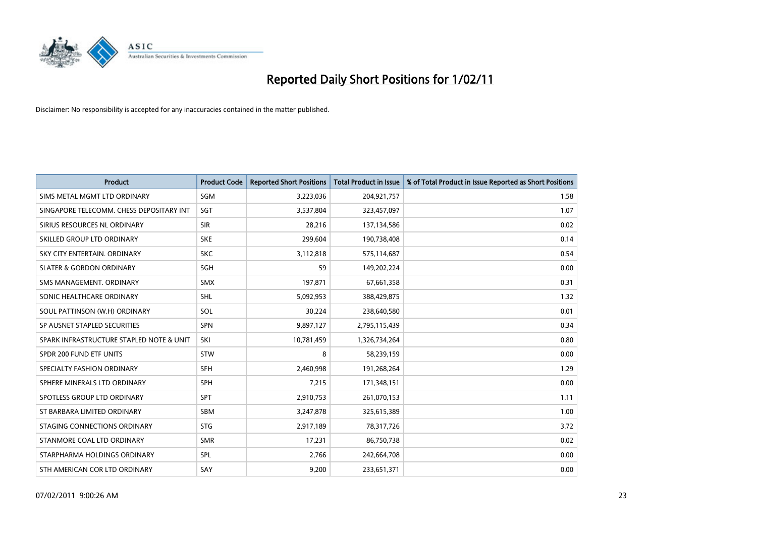# Reported Daily Short Positions for 1/02/11

Disclaimer: No responsibility is accepted for any inaccuracies contained in the matter published.

| Product | Product Code | Reported Short Positions | Total Product in Issue | % of Total Product in Issue Reported as Short Positions |
|---|---|---|---|---|
| SIMS METAL MGMT LTD ORDINARY | SGM | 3,223,036 | 204,921,757 | 1.58 |
| SINGAPORE TELECOMM. CHESS DEPOSITARY INT | SGT | 3,537,804 | 323,457,097 | 1.07 |
| SIRIUS RESOURCES NL ORDINARY | SIR | 28,216 | 137,134,586 | 0.02 |
| SKILLED GROUP LTD ORDINARY | SKE | 299,604 | 190,738,408 | 0.14 |
| SKY CITY ENTERTAIN. ORDINARY | SKC | 3,112,818 | 575,114,687 | 0.54 |
| SLATER & GORDON ORDINARY | SGH | 59 | 149,202,224 | 0.00 |
| SMS MANAGEMENT. ORDINARY | SMX | 197,871 | 67,661,358 | 0.31 |
| SONIC HEALTHCARE ORDINARY | SHL | 5,092,953 | 388,429,875 | 1.32 |
| SOUL PATTINSON (W.H) ORDINARY | SOL | 30,224 | 238,640,580 | 0.01 |
| SP AUSNET STAPLED SECURITIES | SPN | 9,897,127 | 2,795,115,439 | 0.34 |
| SPARK INFRASTRUCTURE STAPLED NOTE & UNIT | SKI | 10,781,459 | 1,326,734,264 | 0.80 |
| SPDR 200 FUND ETF UNITS | STW | 8 | 58,239,159 | 0.00 |
| SPECIALTY FASHION ORDINARY | SFH | 2,460,998 | 191,268,264 | 1.29 |
| SPHERE MINERALS LTD ORDINARY | SPH | 7,215 | 171,348,151 | 0.00 |
| SPOTLESS GROUP LTD ORDINARY | SPT | 2,910,753 | 261,070,153 | 1.11 |
| ST BARBARA LIMITED ORDINARY | SBM | 3,247,878 | 325,615,389 | 1.00 |
| STAGING CONNECTIONS ORDINARY | STG | 2,917,189 | 78,317,726 | 3.72 |
| STANMORE COAL LTD ORDINARY | SMR | 17,231 | 86,750,738 | 0.02 |
| STARPHARMA HOLDINGS ORDINARY | SPL | 2,766 | 242,664,708 | 0.00 |
| STH AMERICAN COR LTD ORDINARY | SAY | 9,200 | 233,651,371 | 0.00 |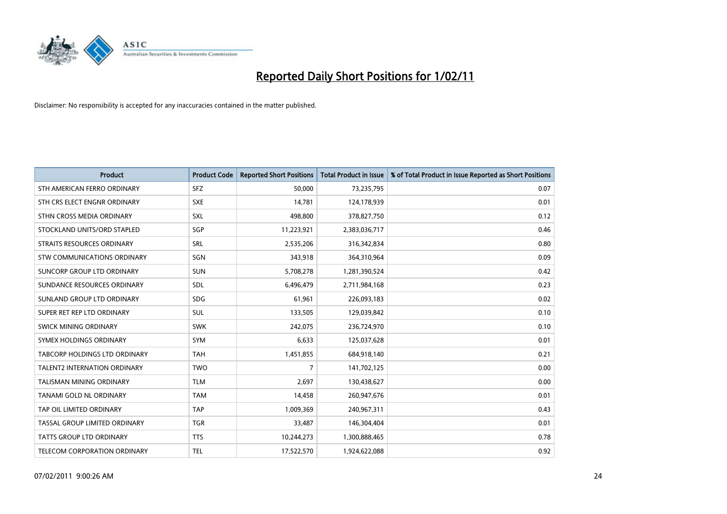# Reported Daily Short Positions for 1/02/11

Disclaimer: No responsibility is accepted for any inaccuracies contained in the matter published.

| Product | Product Code | Reported Short Positions | Total Product in Issue | % of Total Product in Issue Reported as Short Positions |
|---|---|---|---|---|
| STH AMERICAN FERRO ORDINARY | SFZ | 50,000 | 73,235,795 | 0.07 |
| STH CRS ELECT ENGNR ORDINARY | SXE | 14,781 | 124,178,939 | 0.01 |
| STHN CROSS MEDIA ORDINARY | SXL | 498,800 | 378,827,750 | 0.12 |
| STOCKLAND UNITS/ORD STAPLED | SGP | 11,223,921 | 2,383,036,717 | 0.46 |
| STRAITS RESOURCES ORDINARY | SRL | 2,535,206 | 316,342,834 | 0.80 |
| STW COMMUNICATIONS ORDINARY | SGN | 343,918 | 364,310,964 | 0.09 |
| SUNCORP GROUP LTD ORDINARY | SUN | 5,708,278 | 1,281,390,524 | 0.42 |
| SUNDANCE RESOURCES ORDINARY | SDL | 6,496,479 | 2,711,984,168 | 0.23 |
| SUNLAND GROUP LTD ORDINARY | SDG | 61,961 | 226,093,183 | 0.02 |
| SUPER RET REP LTD ORDINARY | SUL | 133,505 | 129,039,842 | 0.10 |
| SWICK MINING ORDINARY | SWK | 242,075 | 236,724,970 | 0.10 |
| SYMEX HOLDINGS ORDINARY | SYM | 6,633 | 125,037,628 | 0.01 |
| TABCORP HOLDINGS LTD ORDINARY | TAH | 1,451,855 | 684,918,140 | 0.21 |
| TALENT2 INTERNATION ORDINARY | TWO | 7 | 141,702,125 | 0.00 |
| TALISMAN MINING ORDINARY | TLM | 2,697 | 130,438,627 | 0.00 |
| TANAMI GOLD NL ORDINARY | TAM | 14,458 | 260,947,676 | 0.01 |
| TAP OIL LIMITED ORDINARY | TAP | 1,009,369 | 240,967,311 | 0.43 |
| TASSAL GROUP LIMITED ORDINARY | TGR | 33,487 | 146,304,404 | 0.01 |
| TATTS GROUP LTD ORDINARY | TTS | 10,244,273 | 1,300,888,465 | 0.78 |
| TELECOM CORPORATION ORDINARY | TEL | 17,522,570 | 1,924,622,088 | 0.92 |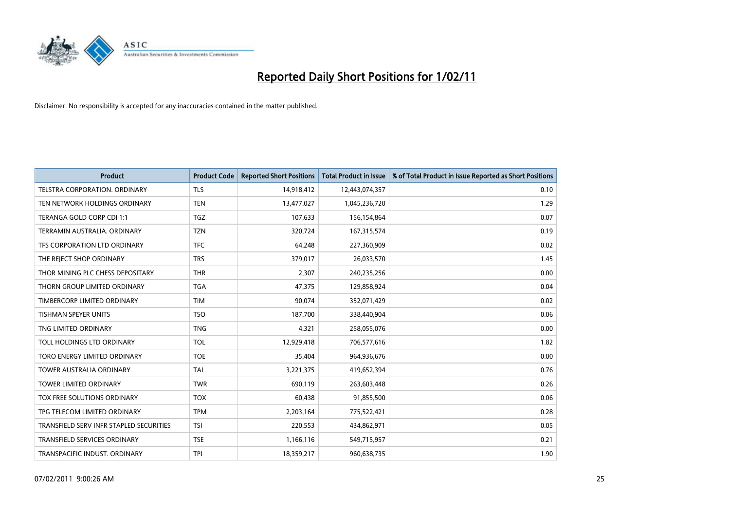# Reported Daily Short Positions for 1/02/11

Disclaimer: No responsibility is accepted for any inaccuracies contained in the matter published.

| Product | Product Code | Reported Short Positions | Total Product in Issue | % of Total Product in Issue Reported as Short Positions |
|---|---|---|---|---|
| TELSTRA CORPORATION. ORDINARY | TLS | 14,918,412 | 12,443,074,357 | 0.10 |
| TEN NETWORK HOLDINGS ORDINARY | TEN | 13,477,027 | 1,045,236,720 | 1.29 |
| TERANGA GOLD CORP CDI 1:1 | TGZ | 107,633 | 156,154,864 | 0.07 |
| TERRAMIN AUSTRALIA. ORDINARY | TZN | 320,724 | 167,315,574 | 0.19 |
| TFS CORPORATION LTD ORDINARY | TFC | 64,248 | 227,360,909 | 0.02 |
| THE REJECT SHOP ORDINARY | TRS | 379,017 | 26,033,570 | 1.45 |
| THOR MINING PLC CHESS DEPOSITARY | THR | 2,307 | 240,235,256 | 0.00 |
| THORN GROUP LIMITED ORDINARY | TGA | 47,375 | 129,858,924 | 0.04 |
| TIMBERCORP LIMITED ORDINARY | TIM | 90,074 | 352,071,429 | 0.02 |
| TISHMAN SPEYER UNITS | TSO | 187,700 | 338,440,904 | 0.06 |
| TNG LIMITED ORDINARY | TNG | 4,321 | 258,055,076 | 0.00 |
| TOLL HOLDINGS LTD ORDINARY | TOL | 12,929,418 | 706,577,616 | 1.82 |
| TORO ENERGY LIMITED ORDINARY | TOE | 35,404 | 964,936,676 | 0.00 |
| TOWER AUSTRALIA ORDINARY | TAL | 3,221,375 | 419,652,394 | 0.76 |
| TOWER LIMITED ORDINARY | TWR | 690,119 | 263,603,448 | 0.26 |
| TOX FREE SOLUTIONS ORDINARY | TOX | 60,438 | 91,855,500 | 0.06 |
| TPG TELECOM LIMITED ORDINARY | TPM | 2,203,164 | 775,522,421 | 0.28 |
| TRANSFIELD SERV INFR STAPLED SECURITIES | TSI | 220,553 | 434,862,971 | 0.05 |
| TRANSFIELD SERVICES ORDINARY | TSE | 1,166,116 | 549,715,957 | 0.21 |
| TRANSPACIFIC INDUST. ORDINARY | TPI | 18,359,217 | 960,638,735 | 1.90 |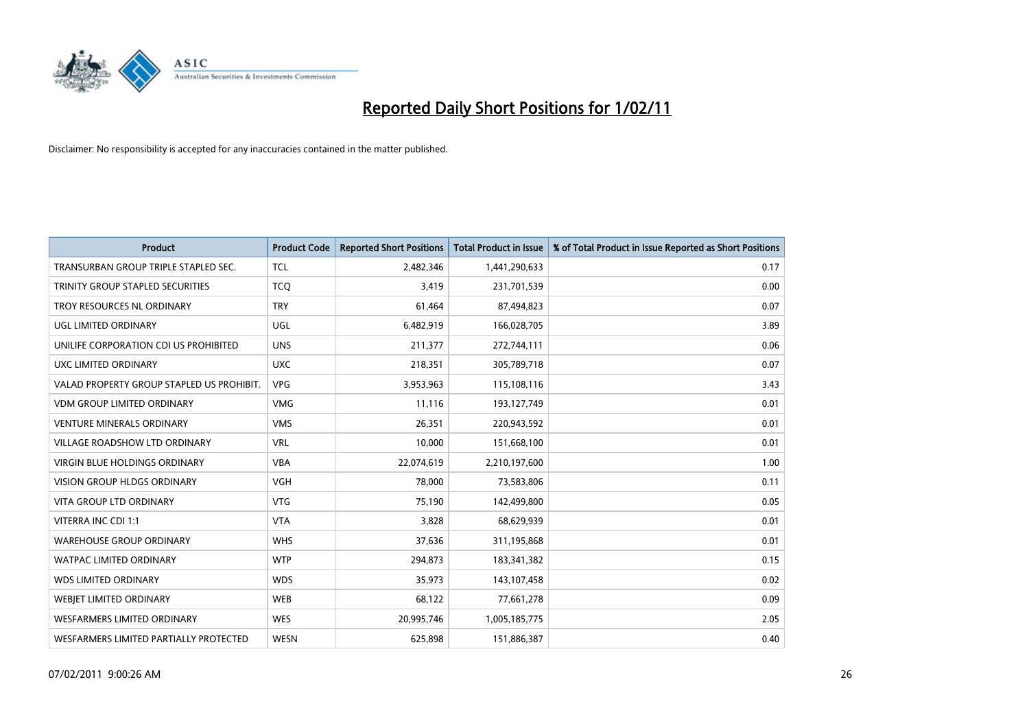# Reported Daily Short Positions for 1/02/11

Disclaimer: No responsibility is accepted for any inaccuracies contained in the matter published.

| Product | Product Code | Reported Short Positions | Total Product in Issue | % of Total Product in Issue Reported as Short Positions |
|---|---|---|---|---|
| TRANSURBAN GROUP TRIPLE STAPLED SEC. | TCL | 2,482,346 | 1,441,290,633 | 0.17 |
| TRINITY GROUP STAPLED SECURITIES | TCQ | 3,419 | 231,701,539 | 0.00 |
| TROY RESOURCES NL ORDINARY | TRY | 61,464 | 87,494,823 | 0.07 |
| UGL LIMITED ORDINARY | UGL | 6,482,919 | 166,028,705 | 3.89 |
| UNILIFE CORPORATION CDI US PROHIBITED | UNS | 211,377 | 272,744,111 | 0.06 |
| UXC LIMITED ORDINARY | UXC | 218,351 | 305,789,718 | 0.07 |
| VALAD PROPERTY GROUP STAPLED US PROHIBIT. | VPG | 3,953,963 | 115,108,116 | 3.43 |
| VDM GROUP LIMITED ORDINARY | VMG | 11,116 | 193,127,749 | 0.01 |
| VENTURE MINERALS ORDINARY | VMS | 26,351 | 220,943,592 | 0.01 |
| VILLAGE ROADSHOW LTD ORDINARY | VRL | 10,000 | 151,668,100 | 0.01 |
| VIRGIN BLUE HOLDINGS ORDINARY | VBA | 22,074,619 | 2,210,197,600 | 1.00 |
| VISION GROUP HLDGS ORDINARY | VGH | 78,000 | 73,583,806 | 0.11 |
| VITA GROUP LTD ORDINARY | VTG | 75,190 | 142,499,800 | 0.05 |
| VITERRA INC CDI 1:1 | VTA | 3,828 | 68,629,939 | 0.01 |
| WAREHOUSE GROUP ORDINARY | WHS | 37,636 | 311,195,868 | 0.01 |
| WATPAC LIMITED ORDINARY | WTP | 294,873 | 183,341,382 | 0.15 |
| WDS LIMITED ORDINARY | WDS | 35,973 | 143,107,458 | 0.02 |
| WEBJET LIMITED ORDINARY | WEB | 68,122 | 77,661,278 | 0.09 |
| WESFARMERS LIMITED ORDINARY | WES | 20,995,746 | 1,005,185,775 | 2.05 |
| WESFARMERS LIMITED PARTIALLY PROTECTED | WESN | 625,898 | 151,886,387 | 0.40 |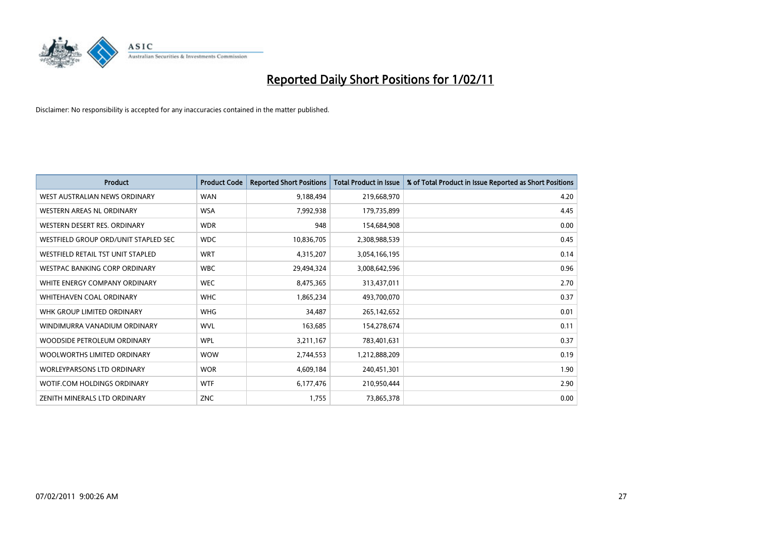# Reported Daily Short Positions for 1/02/11

Disclaimer: No responsibility is accepted for any inaccuracies contained in the matter published.

| Product | Product Code | Reported Short Positions | Total Product in Issue | % of Total Product in Issue Reported as Short Positions |
| --- | --- | --- | --- | --- |
| WEST AUSTRALIAN NEWS ORDINARY | WAN | 9,188,494 | 219,668,970 | 4.20 |
| WESTERN AREAS NL ORDINARY | WSA | 7,992,938 | 179,735,899 | 4.45 |
| WESTERN DESERT RES. ORDINARY | WDR | 948 | 154,684,908 | 0.00 |
| WESTFIELD GROUP ORD/UNIT STAPLED SEC | WDC | 10,836,705 | 2,308,988,539 | 0.45 |
| WESTFIELD RETAIL TST UNIT STAPLED | WRT | 4,315,207 | 3,054,166,195 | 0.14 |
| WESTPAC BANKING CORP ORDINARY | WBC | 29,494,324 | 3,008,642,596 | 0.96 |
| WHITE ENERGY COMPANY ORDINARY | WEC | 8,475,365 | 313,437,011 | 2.70 |
| WHITEHAVEN COAL ORDINARY | WHC | 1,865,234 | 493,700,070 | 0.37 |
| WHK GROUP LIMITED ORDINARY | WHG | 34,487 | 265,142,652 | 0.01 |
| WINDIMURRA VANADIUM ORDINARY | WVL | 163,685 | 154,278,674 | 0.11 |
| WOODSIDE PETROLEUM ORDINARY | WPL | 3,211,167 | 783,401,631 | 0.37 |
| WOOLWORTHS LIMITED ORDINARY | WOW | 2,744,553 | 1,212,888,209 | 0.19 |
| WORLEYPARSONS LTD ORDINARY | WOR | 4,609,184 | 240,451,301 | 1.90 |
| WOTIF.COM HOLDINGS ORDINARY | WTF | 6,177,476 | 210,950,444 | 2.90 |
| ZENITH MINERALS LTD ORDINARY | ZNC | 1,755 | 73,865,378 | 0.00 |